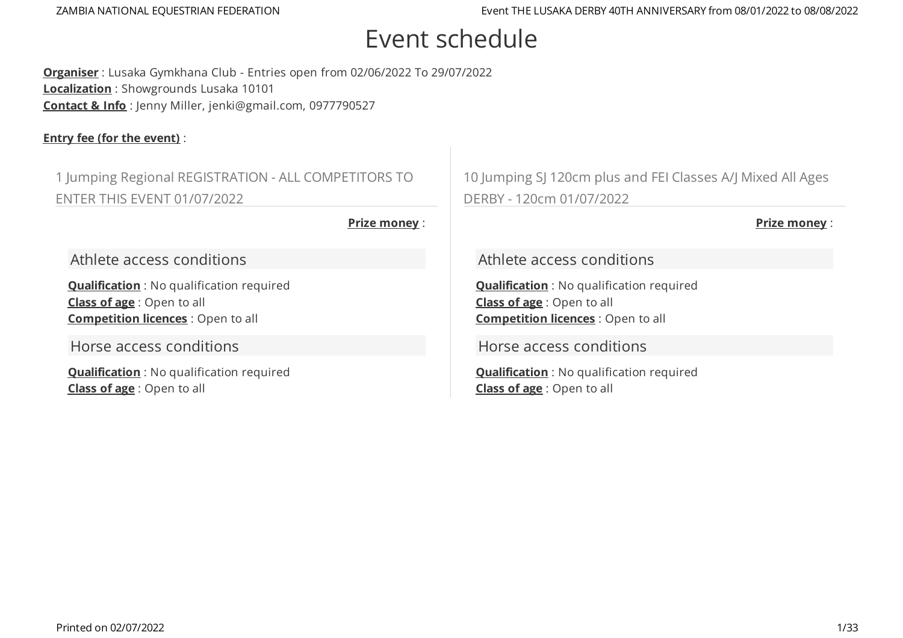# Event schedule

**Organiser** : Lusaka Gymkhana Club - Entries open from 02/06/2022 To 29/07/2022
**Localization** : Showgrounds Lusaka 10101
**Contact & Info** : Jenny Miller, jenki@gmail.com, 0977790527

**Entry fee (for the event)** :

### 1 Jumping Regional REGISTRATION - ALL COMPETITORS TO ENTER THIS EVENT 01/07/2022

**Prize money** :

#### Athlete access conditions

**Qualification** : No qualification required
**Class of age** : Open to all
**Competition licences** : Open to all

#### Horse access conditions

**Qualification** : No qualification required
**Class of age** : Open to all

### 10 Jumping SJ 120cm plus and FEI Classes A/J Mixed All Ages DERBY - 120cm 01/07/2022

**Prize money** :

#### Athlete access conditions

**Qualification** : No qualification required
**Class of age** : Open to all
**Competition licences** : Open to all

#### Horse access conditions

**Qualification** : No qualification required
**Class of age** : Open to all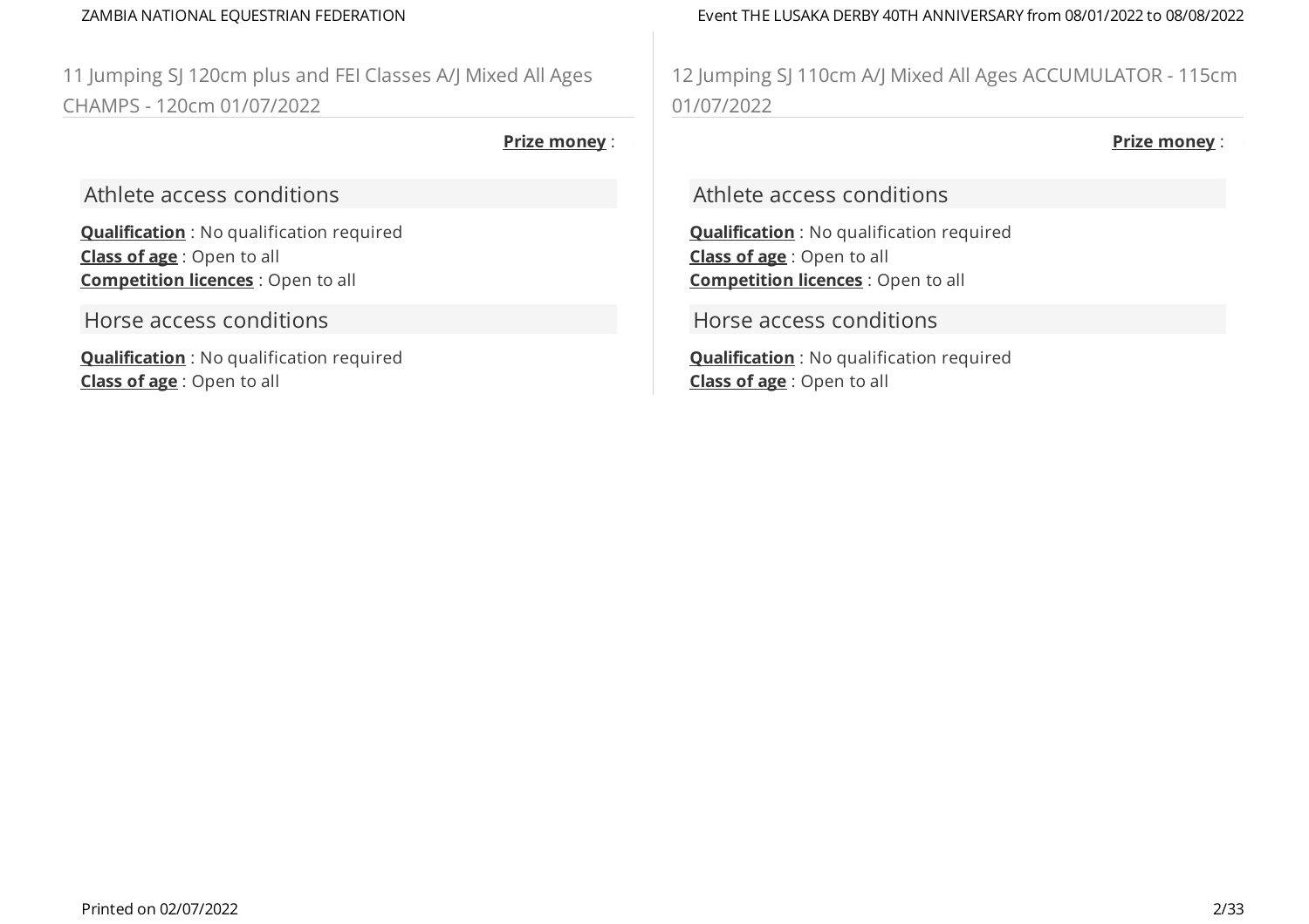## 11 Jumping SJ 120cm plus and FEI Classes A/J Mixed All Ages CHAMPS - 120cm 01/07/2022

**Prize money** :

### Athlete access conditions

**Qualification** : No qualification required
**Class of age** : Open to all
**Competition licences** : Open to all

### Horse access conditions

**Qualification** : No qualification required
**Class of age** : Open to all

## 12 Jumping SJ 110cm A/J Mixed All Ages ACCUMULATOR - 115cm 01/07/2022

**Prize money** :

### Athlete access conditions

**Qualification** : No qualification required
**Class of age** : Open to all
**Competition licences** : Open to all

### Horse access conditions

**Qualification** : No qualification required
**Class of age** : Open to all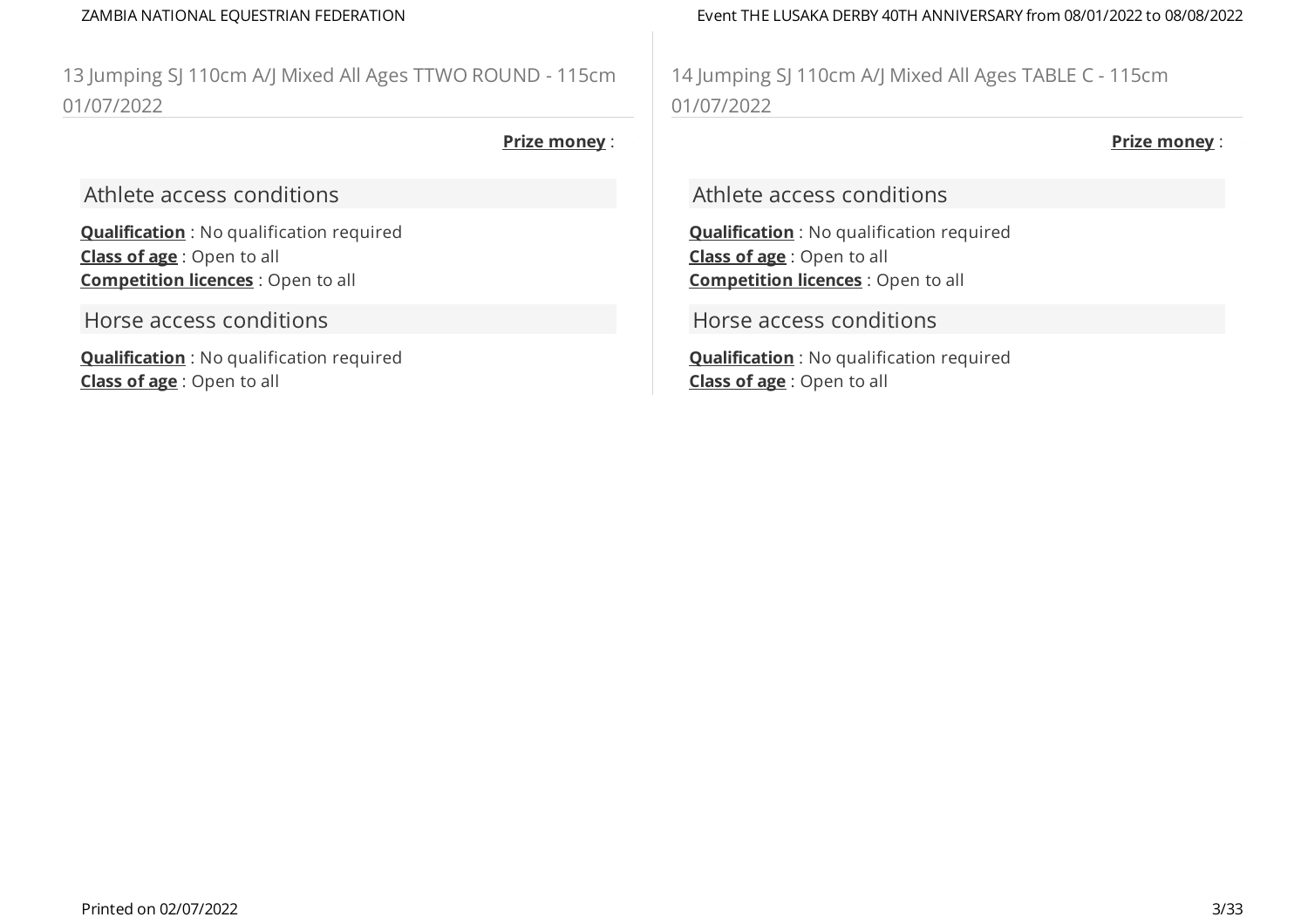## 13 Jumping SJ 110cm A/J Mixed All Ages TTWO ROUND - 115cm 01/07/2022

**Prize money** :

### Athlete access conditions

**Qualification** : No qualification required
**Class of age** : Open to all
**Competition licences** : Open to all

### Horse access conditions

**Qualification** : No qualification required
**Class of age** : Open to all

## 14 Jumping SJ 110cm A/J Mixed All Ages TABLE C - 115cm 01/07/2022

**Prize money** :

### Athlete access conditions

**Qualification** : No qualification required
**Class of age** : Open to all
**Competition licences** : Open to all

### Horse access conditions

**Qualification** : No qualification required
**Class of age** : Open to all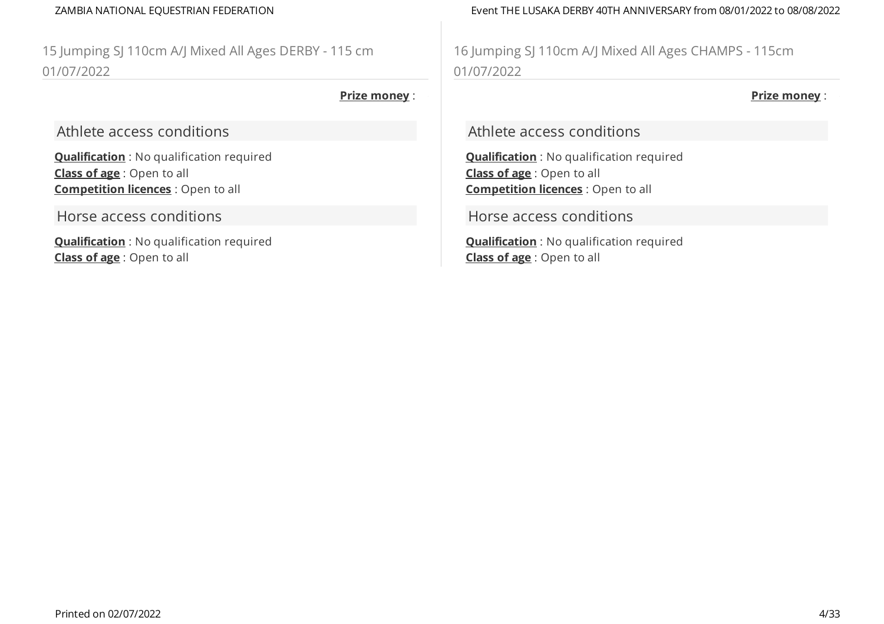## 15 Jumping SJ 110cm A/J Mixed All Ages DERBY - 115 cm 01/07/2022

**Prize money** :

### Athlete access conditions

**Qualification** : No qualification required
**Class of age** : Open to all
**Competition licences** : Open to all

### Horse access conditions

**Qualification** : No qualification required
**Class of age** : Open to all

## 16 Jumping SJ 110cm A/J Mixed All Ages CHAMPS - 115cm 01/07/2022

**Prize money** :

### Athlete access conditions

**Qualification** : No qualification required
**Class of age** : Open to all
**Competition licences** : Open to all

### Horse access conditions

**Qualification** : No qualification required
**Class of age** : Open to all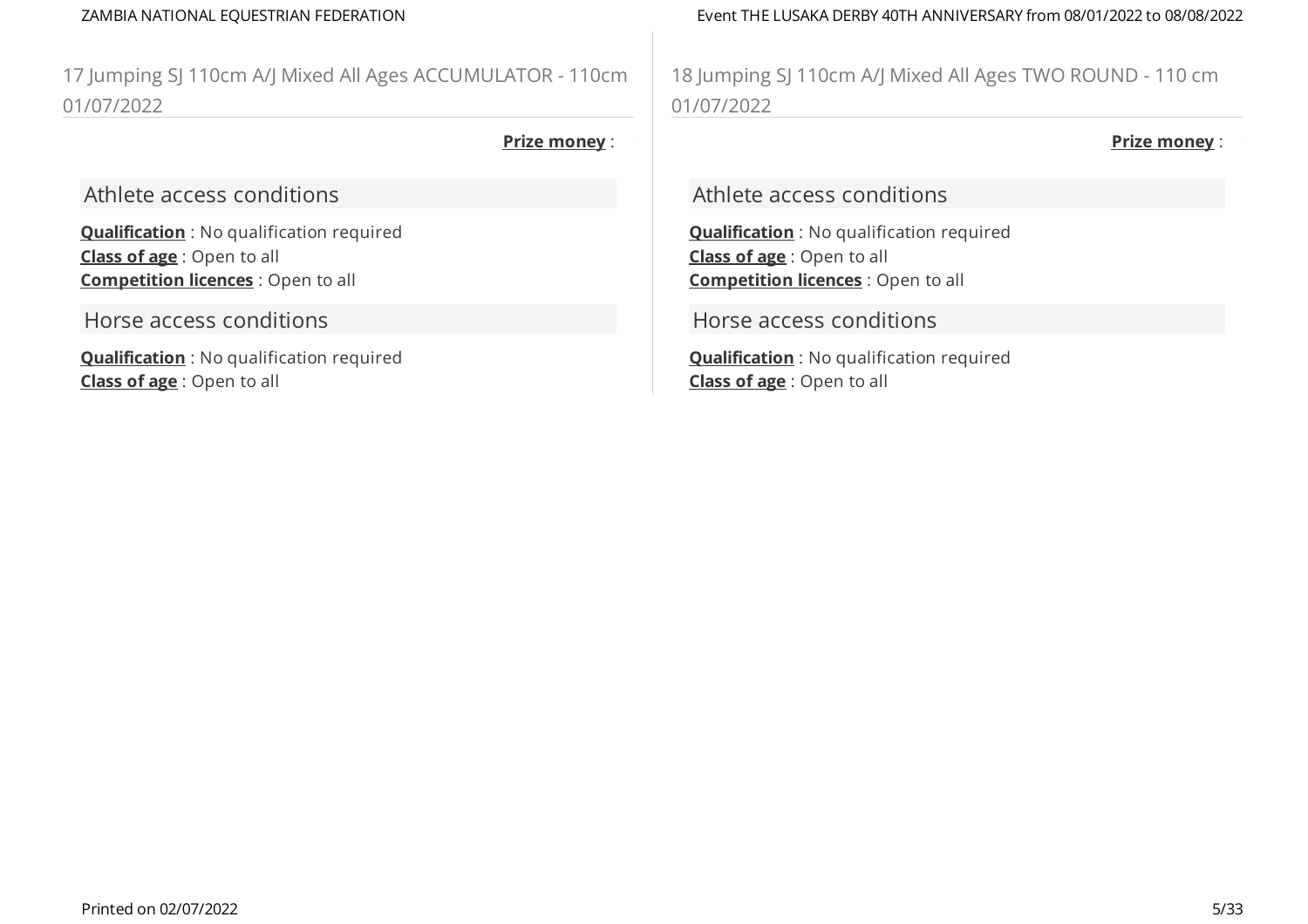## 17 Jumping SJ 110cm A/J Mixed All Ages ACCUMULATOR - 110cm 01/07/2022

**Prize money** :

### Athlete access conditions

**Qualification** : No qualification required
**Class of age** : Open to all
**Competition licences** : Open to all

### Horse access conditions

**Qualification** : No qualification required
**Class of age** : Open to all

## 18 Jumping SJ 110cm A/J Mixed All Ages TWO ROUND - 110 cm 01/07/2022

**Prize money** :

### Athlete access conditions

**Qualification** : No qualification required
**Class of age** : Open to all
**Competition licences** : Open to all

### Horse access conditions

**Qualification** : No qualification required
**Class of age** : Open to all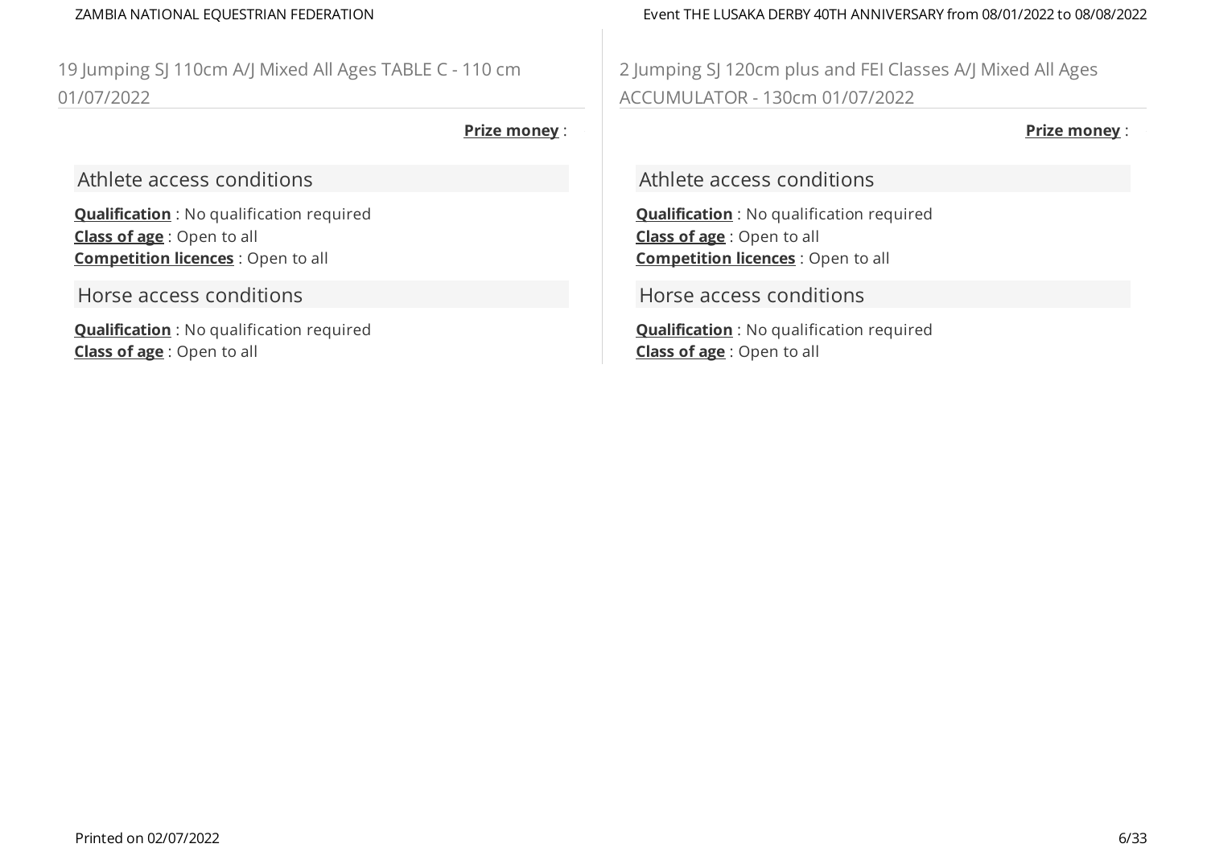## 19 Jumping SJ 110cm A/J Mixed All Ages TABLE C - 110 cm 01/07/2022

**Prize money** :

### Athlete access conditions

**Qualification** : No qualification required
**Class of age** : Open to all
**Competition licences** : Open to all

### Horse access conditions

**Qualification** : No qualification required
**Class of age** : Open to all

## 2 Jumping SJ 120cm plus and FEI Classes A/J Mixed All Ages ACCUMULATOR - 130cm 01/07/2022

**Prize money** :

### Athlete access conditions

**Qualification** : No qualification required
**Class of age** : Open to all
**Competition licences** : Open to all

### Horse access conditions

**Qualification** : No qualification required
**Class of age** : Open to all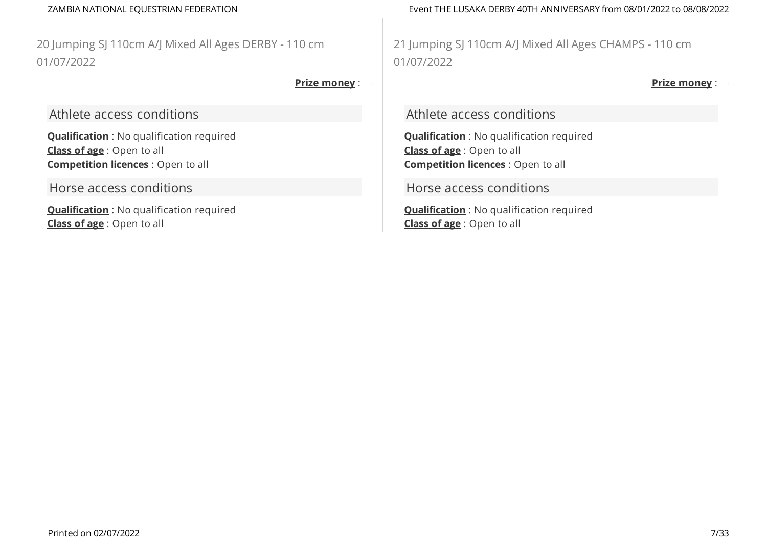## 20 Jumping SJ 110cm A/J Mixed All Ages DERBY - 110 cm 01/07/2022

**Prize money** :

### Athlete access conditions

**Qualification** : No qualification required
**Class of age** : Open to all
**Competition licences** : Open to all

### Horse access conditions

**Qualification** : No qualification required
**Class of age** : Open to all

## 21 Jumping SJ 110cm A/J Mixed All Ages CHAMPS - 110 cm 01/07/2022

**Prize money** :

### Athlete access conditions

**Qualification** : No qualification required
**Class of age** : Open to all
**Competition licences** : Open to all

### Horse access conditions

**Qualification** : No qualification required
**Class of age** : Open to all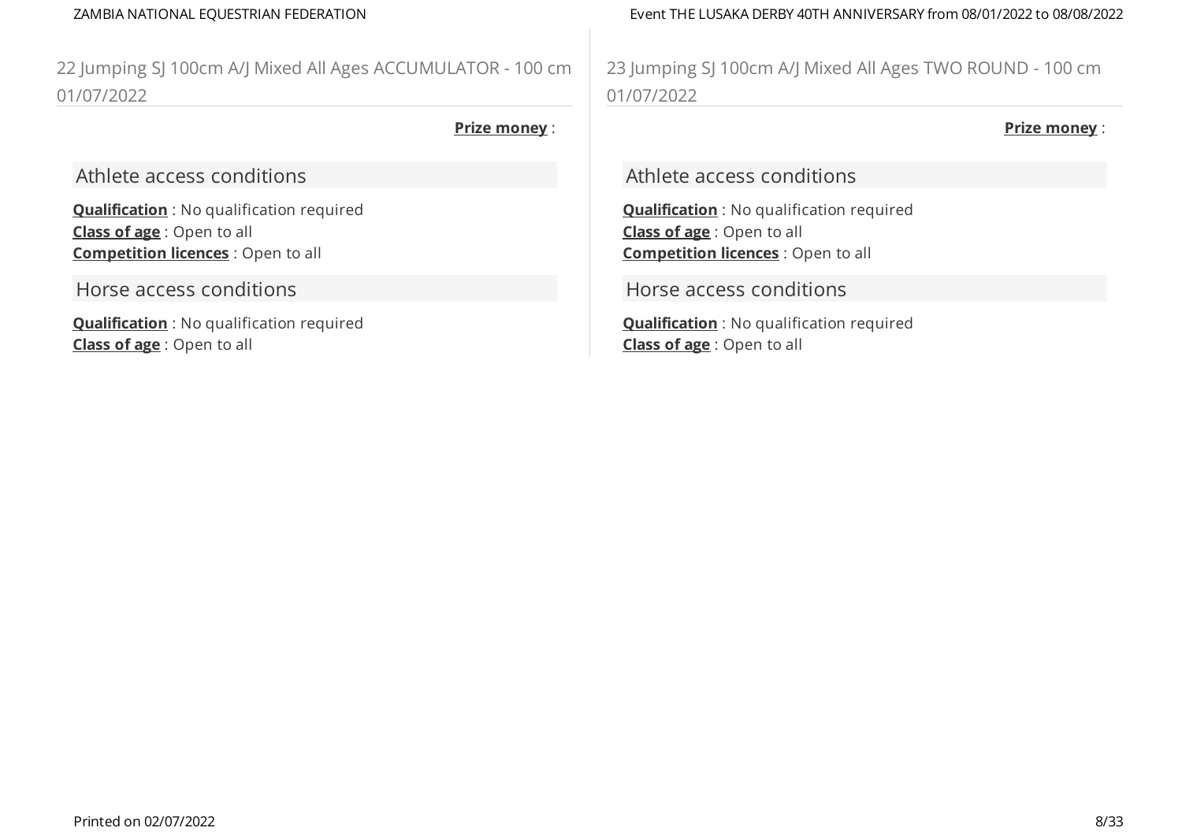## 22 Jumping SJ 100cm A/J Mixed All Ages ACCUMULATOR - 100 cm 01/07/2022

**Prize money** :

### Athlete access conditions

**Qualification** : No qualification required
**Class of age** : Open to all
**Competition licences** : Open to all

### Horse access conditions

**Qualification** : No qualification required
**Class of age** : Open to all

## 23 Jumping SJ 100cm A/J Mixed All Ages TWO ROUND - 100 cm 01/07/2022

**Prize money** :

### Athlete access conditions

**Qualification** : No qualification required
**Class of age** : Open to all
**Competition licences** : Open to all

### Horse access conditions

**Qualification** : No qualification required
**Class of age** : Open to all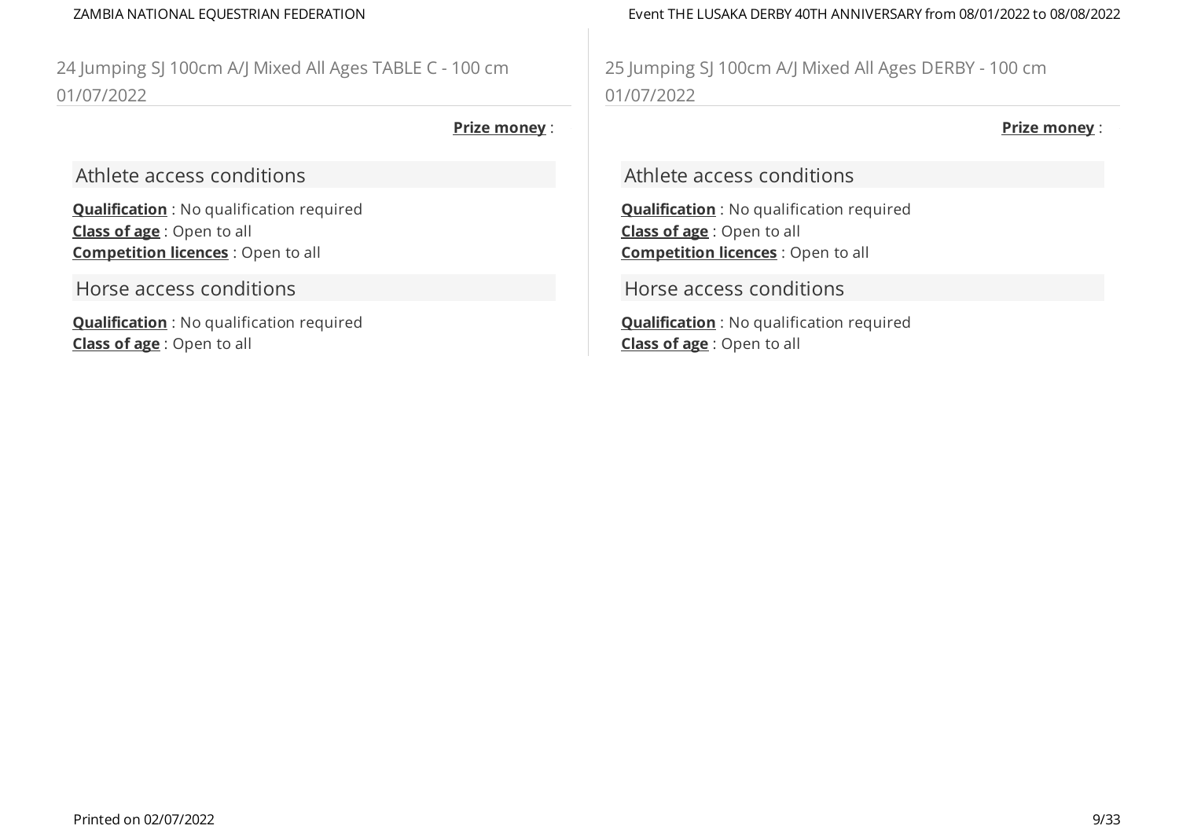## 24 Jumping SJ 100cm A/J Mixed All Ages TABLE C - 100 cm 01/07/2022

**Prize money** :

### Athlete access conditions

**Qualification** : No qualification required
**Class of age** : Open to all
**Competition licences** : Open to all

### Horse access conditions

**Qualification** : No qualification required
**Class of age** : Open to all

## 25 Jumping SJ 100cm A/J Mixed All Ages DERBY - 100 cm 01/07/2022

**Prize money** :

### Athlete access conditions

**Qualification** : No qualification required
**Class of age** : Open to all
**Competition licences** : Open to all

### Horse access conditions

**Qualification** : No qualification required
**Class of age** : Open to all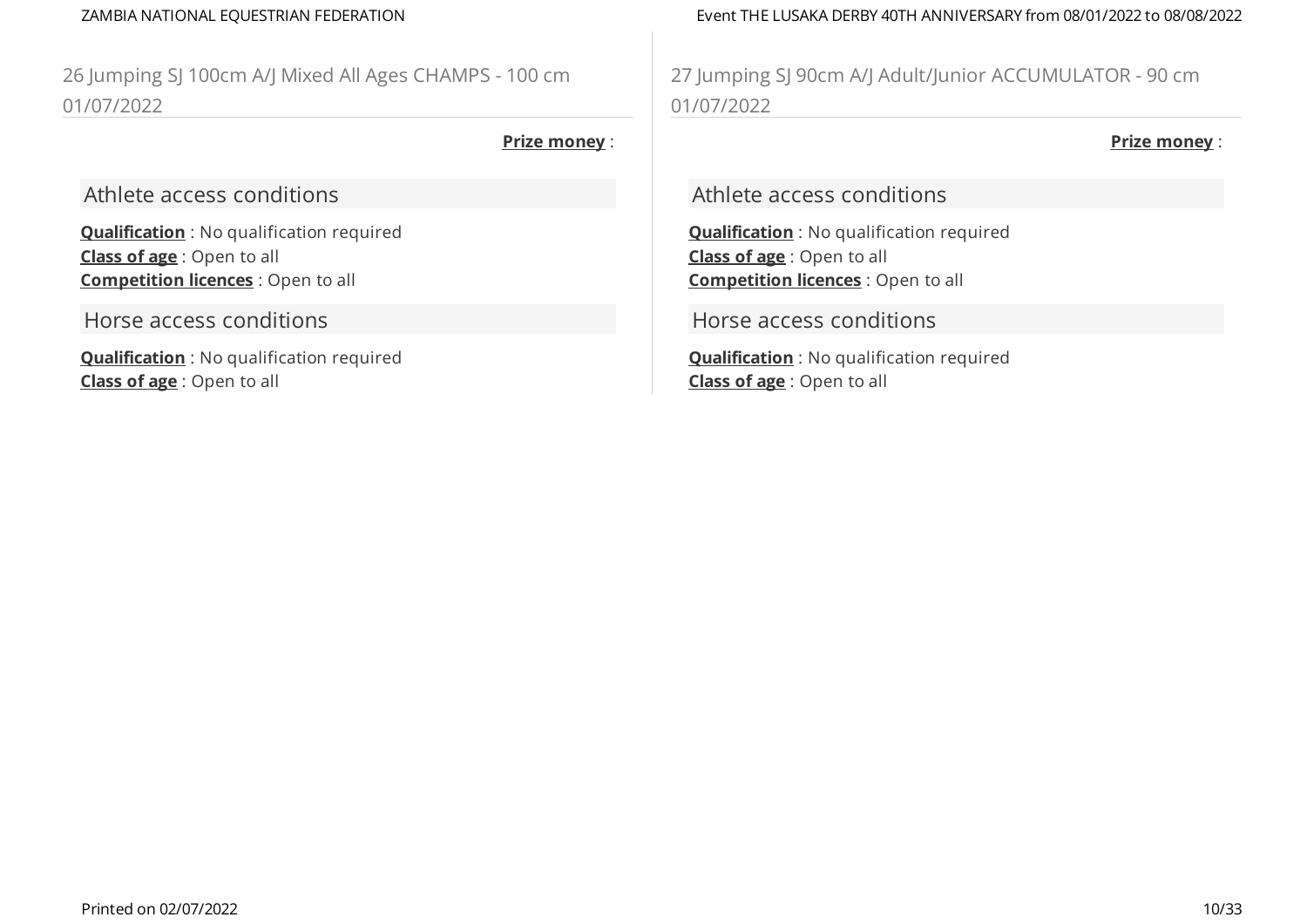## 26 Jumping SJ 100cm A/J Mixed All Ages CHAMPS - 100 cm 01/07/2022

**Prize money** :

### Athlete access conditions

**Qualification** : No qualification required
**Class of age** : Open to all
**Competition licences** : Open to all

### Horse access conditions

**Qualification** : No qualification required
**Class of age** : Open to all

## 27 Jumping SJ 90cm A/J Adult/Junior ACCUMULATOR - 90 cm 01/07/2022

**Prize money** :

### Athlete access conditions

**Qualification** : No qualification required
**Class of age** : Open to all
**Competition licences** : Open to all

### Horse access conditions

**Qualification** : No qualification required
**Class of age** : Open to all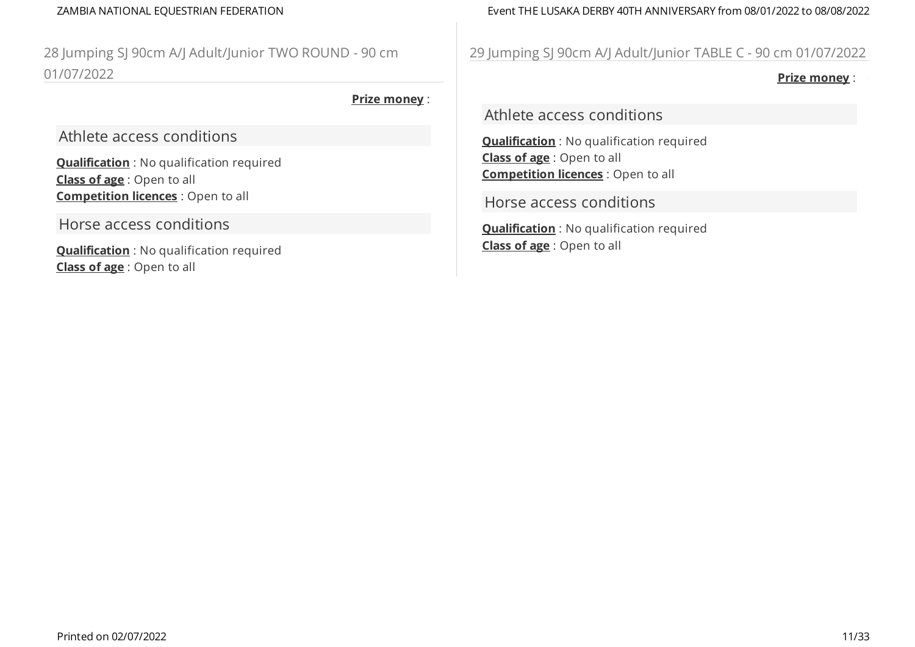## 28 Jumping SJ 90cm A/J Adult/Junior TWO ROUND - 90 cm 01/07/2022

**Prize money** :

### Athlete access conditions

**Qualification** : No qualification required
**Class of age** : Open to all
**Competition licences** : Open to all

### Horse access conditions

**Qualification** : No qualification required
**Class of age** : Open to all

## 29 Jumping SJ 90cm A/J Adult/Junior TABLE C - 90 cm 01/07/2022

**Prize money** :

### Athlete access conditions

**Qualification** : No qualification required
**Class of age** : Open to all
**Competition licences** : Open to all

### Horse access conditions

**Qualification** : No qualification required
**Class of age** : Open to all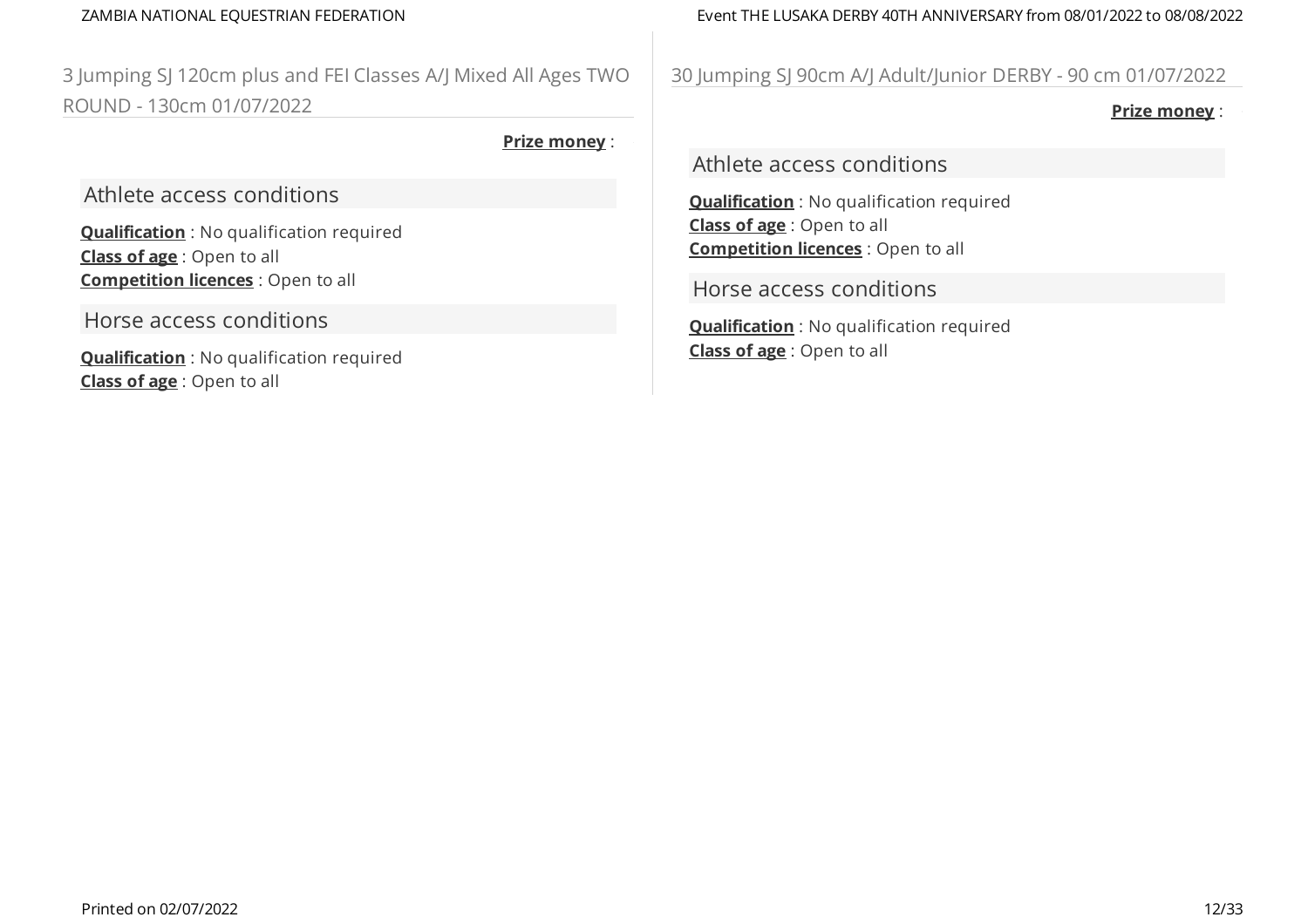## 3 Jumping SJ 120cm plus and FEI Classes A/J Mixed All Ages TWO ROUND - 130cm 01/07/2022

**Prize money** :

### Athlete access conditions

**Qualification** : No qualification required
**Class of age** : Open to all
**Competition licences** : Open to all

### Horse access conditions

**Qualification** : No qualification required
**Class of age** : Open to all

## 30 Jumping SJ 90cm A/J Adult/Junior DERBY - 90 cm 01/07/2022

**Prize money** :

### Athlete access conditions

**Qualification** : No qualification required
**Class of age** : Open to all
**Competition licences** : Open to all

### Horse access conditions

**Qualification** : No qualification required
**Class of age** : Open to all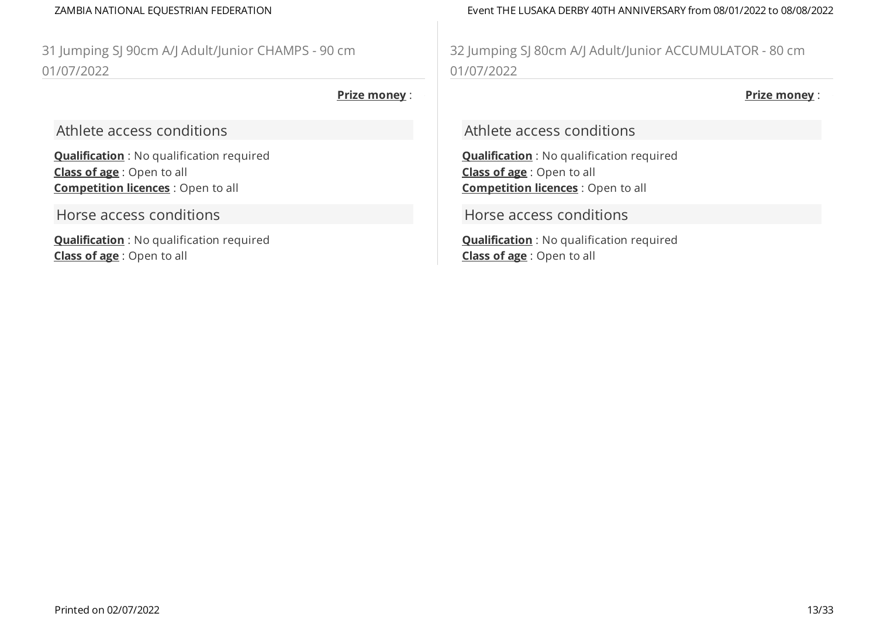## 31 Jumping SJ 90cm A/J Adult/Junior CHAMPS - 90 cm 01/07/2022

**Prize money** :

### Athlete access conditions

**Qualification** : No qualification required
**Class of age** : Open to all
**Competition licences** : Open to all

### Horse access conditions

**Qualification** : No qualification required
**Class of age** : Open to all

## 32 Jumping SJ 80cm A/J Adult/Junior ACCUMULATOR - 80 cm 01/07/2022

**Prize money** :

### Athlete access conditions

**Qualification** : No qualification required
**Class of age** : Open to all
**Competition licences** : Open to all

### Horse access conditions

**Qualification** : No qualification required
**Class of age** : Open to all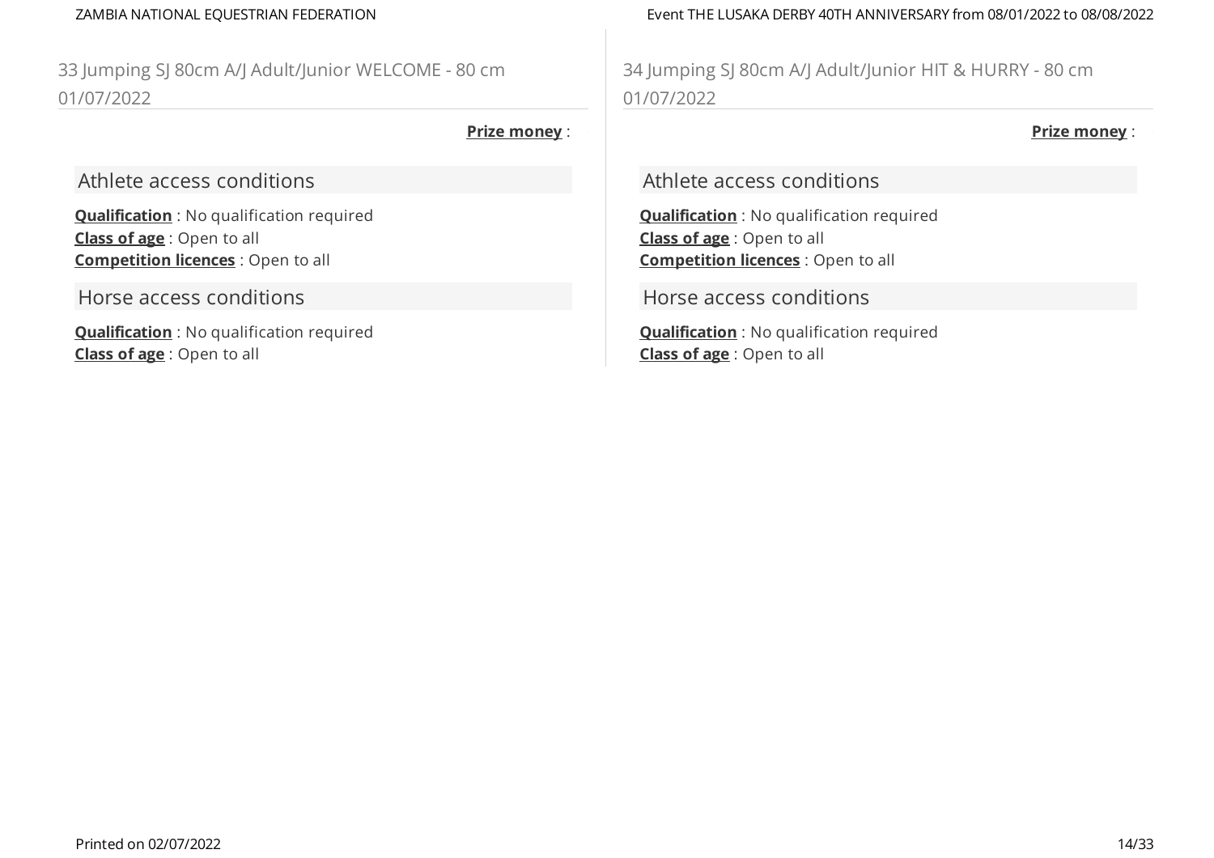## 33 Jumping SJ 80cm A/J Adult/Junior WELCOME - 80 cm 01/07/2022

**Prize money** :

### Athlete access conditions

**Qualification** : No qualification required
**Class of age** : Open to all
**Competition licences** : Open to all

### Horse access conditions

**Qualification** : No qualification required
**Class of age** : Open to all

## 34 Jumping SJ 80cm A/J Adult/Junior HIT & HURRY - 80 cm 01/07/2022

**Prize money** :

### Athlete access conditions

**Qualification** : No qualification required
**Class of age** : Open to all
**Competition licences** : Open to all

### Horse access conditions

**Qualification** : No qualification required
**Class of age** : Open to all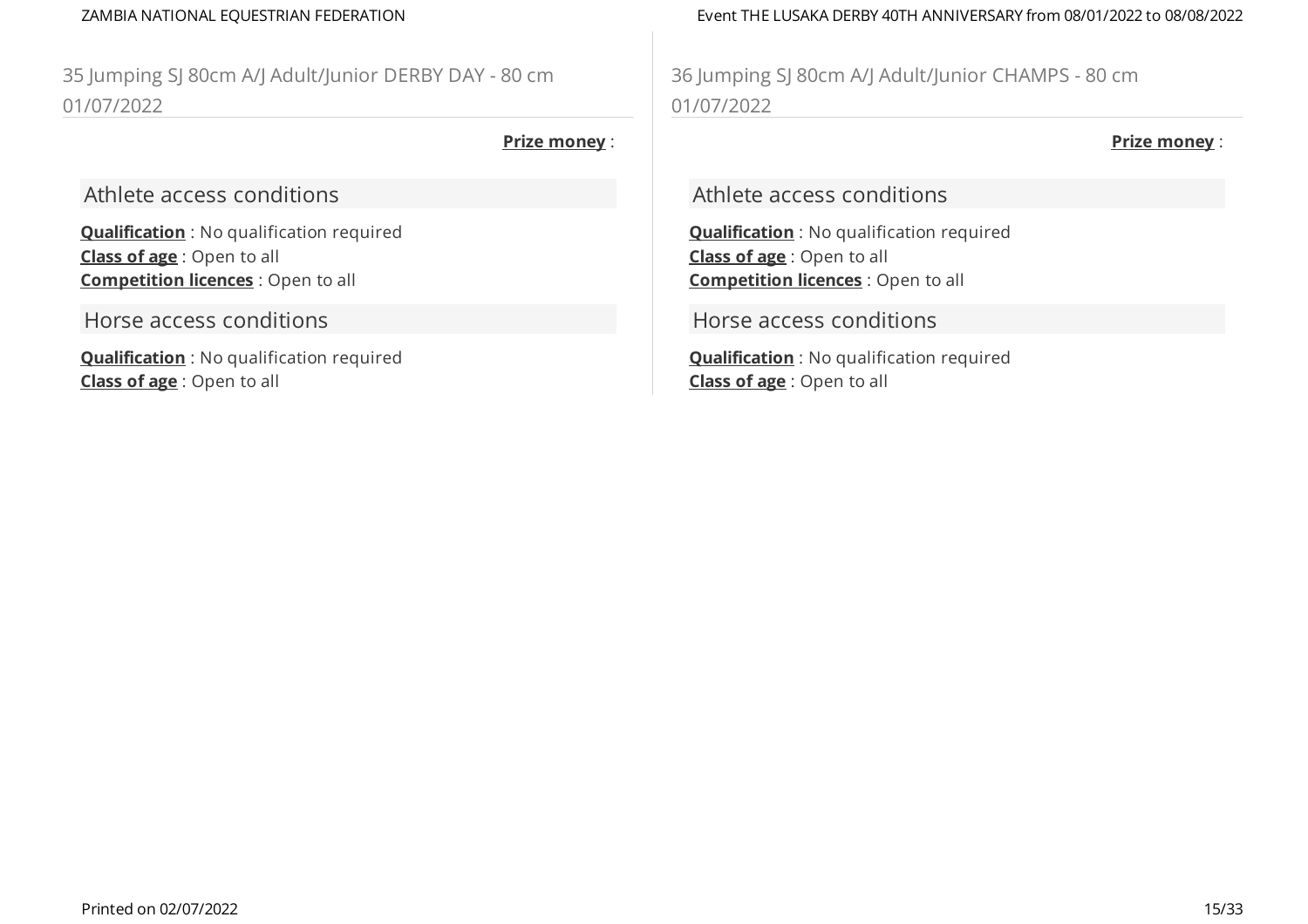## 35 Jumping SJ 80cm A/J Adult/Junior DERBY DAY - 80 cm 01/07/2022

**Prize money** :

### Athlete access conditions

**Qualification** : No qualification required
**Class of age** : Open to all
**Competition licences** : Open to all

### Horse access conditions

**Qualification** : No qualification required
**Class of age** : Open to all

## 36 Jumping SJ 80cm A/J Adult/Junior CHAMPS - 80 cm 01/07/2022

**Prize money** :

### Athlete access conditions

**Qualification** : No qualification required
**Class of age** : Open to all
**Competition licences** : Open to all

### Horse access conditions

**Qualification** : No qualification required
**Class of age** : Open to all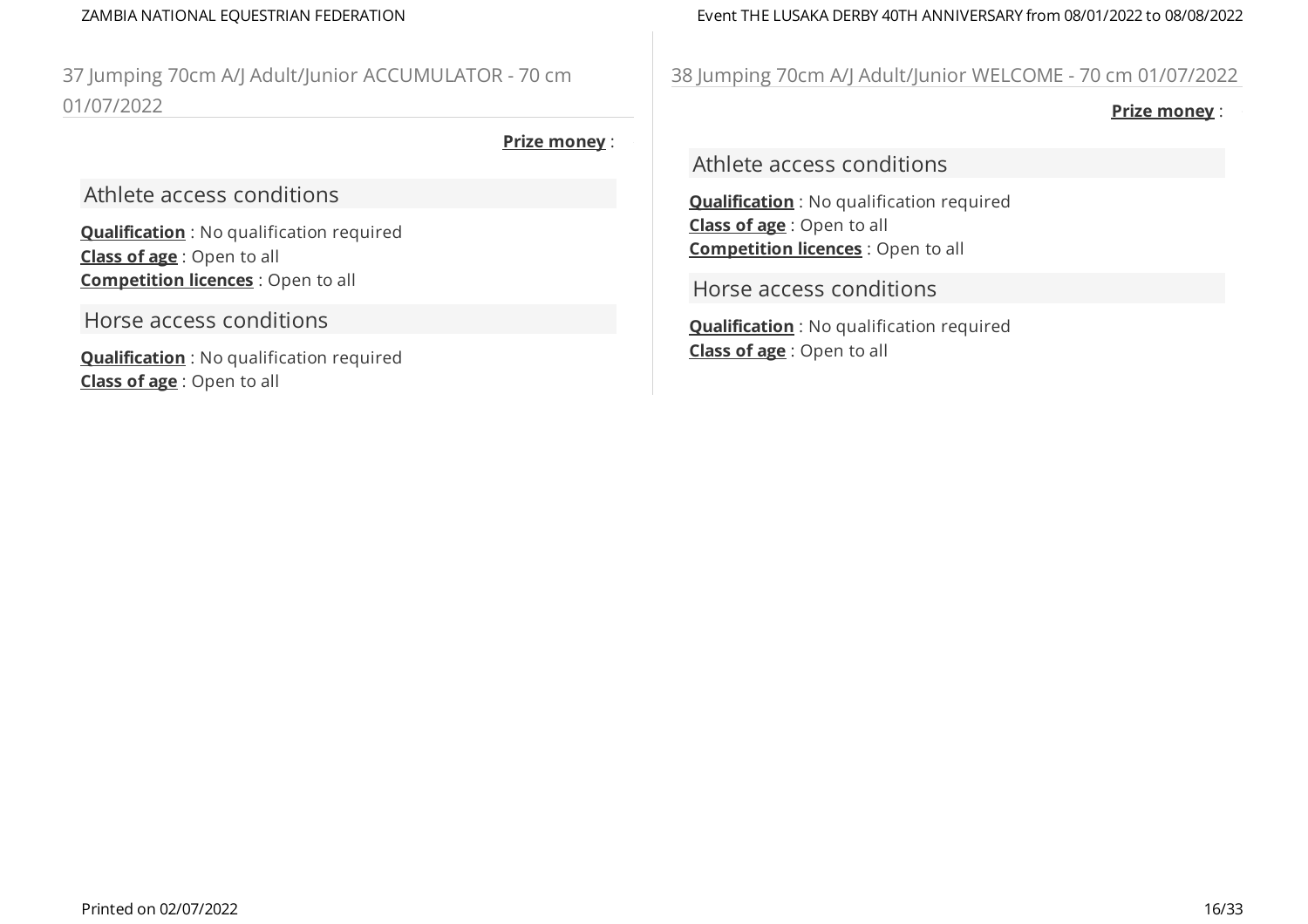## 37 Jumping 70cm A/J Adult/Junior ACCUMULATOR - 70 cm 01/07/2022

**Prize money** :

### Athlete access conditions

**Qualification** : No qualification required
**Class of age** : Open to all
**Competition licences** : Open to all

### Horse access conditions

**Qualification** : No qualification required
**Class of age** : Open to all

## 38 Jumping 70cm A/J Adult/Junior WELCOME - 70 cm 01/07/2022

**Prize money** :

### Athlete access conditions

**Qualification** : No qualification required
**Class of age** : Open to all
**Competition licences** : Open to all

### Horse access conditions

**Qualification** : No qualification required
**Class of age** : Open to all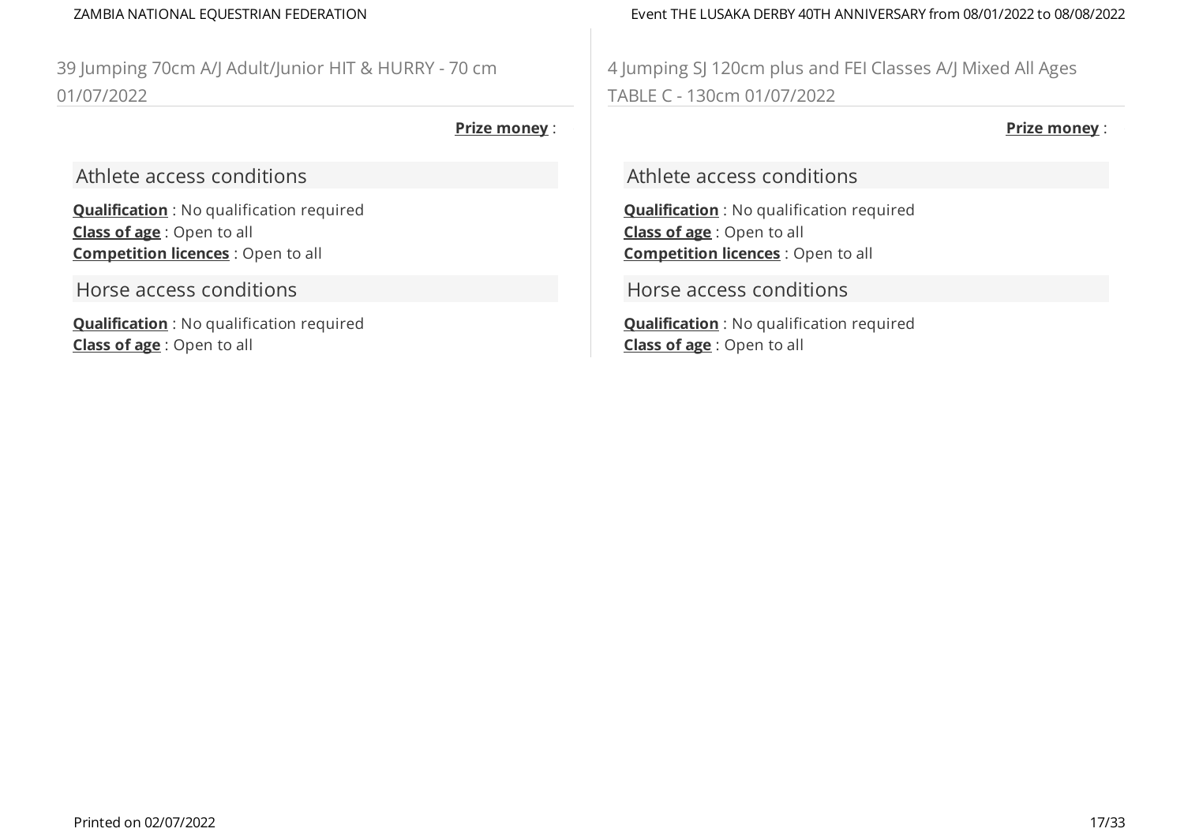## 39 Jumping 70cm A/J Adult/Junior HIT & HURRY - 70 cm 01/07/2022

**Prize money** :

### Athlete access conditions

**Qualification** : No qualification required
**Class of age** : Open to all
**Competition licences** : Open to all

### Horse access conditions

**Qualification** : No qualification required
**Class of age** : Open to all

## 4 Jumping SJ 120cm plus and FEI Classes A/J Mixed All Ages TABLE C - 130cm 01/07/2022

**Prize money** :

### Athlete access conditions

**Qualification** : No qualification required
**Class of age** : Open to all
**Competition licences** : Open to all

### Horse access conditions

**Qualification** : No qualification required
**Class of age** : Open to all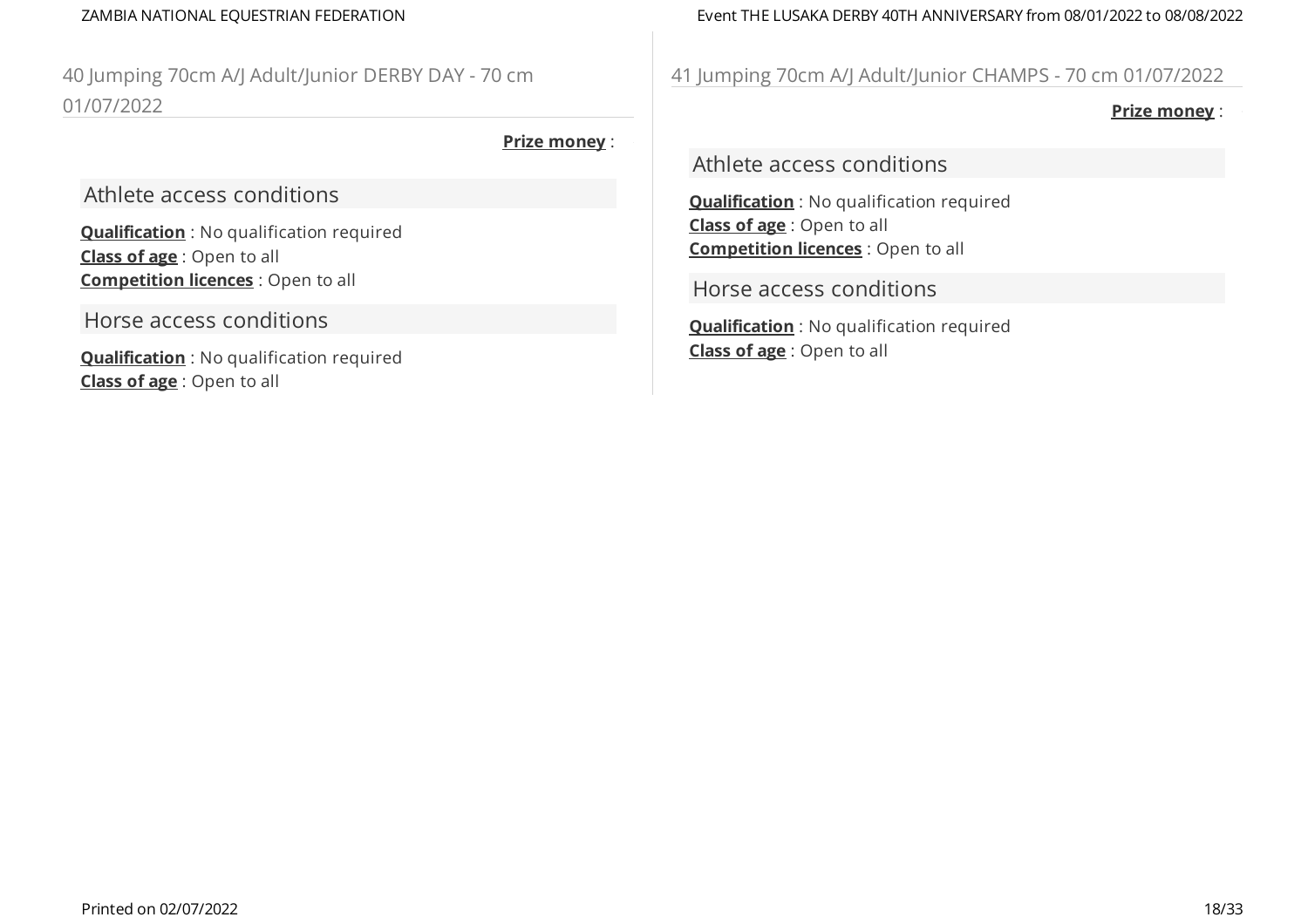## 40 Jumping 70cm A/J Adult/Junior DERBY DAY - 70 cm 01/07/2022

**Prize money** :

### Athlete access conditions

**Qualification** : No qualification required
**Class of age** : Open to all
**Competition licences** : Open to all

### Horse access conditions

**Qualification** : No qualification required
**Class of age** : Open to all

## 41 Jumping 70cm A/J Adult/Junior CHAMPS - 70 cm 01/07/2022

**Prize money** :

### Athlete access conditions

**Qualification** : No qualification required
**Class of age** : Open to all
**Competition licences** : Open to all

### Horse access conditions

**Qualification** : No qualification required
**Class of age** : Open to all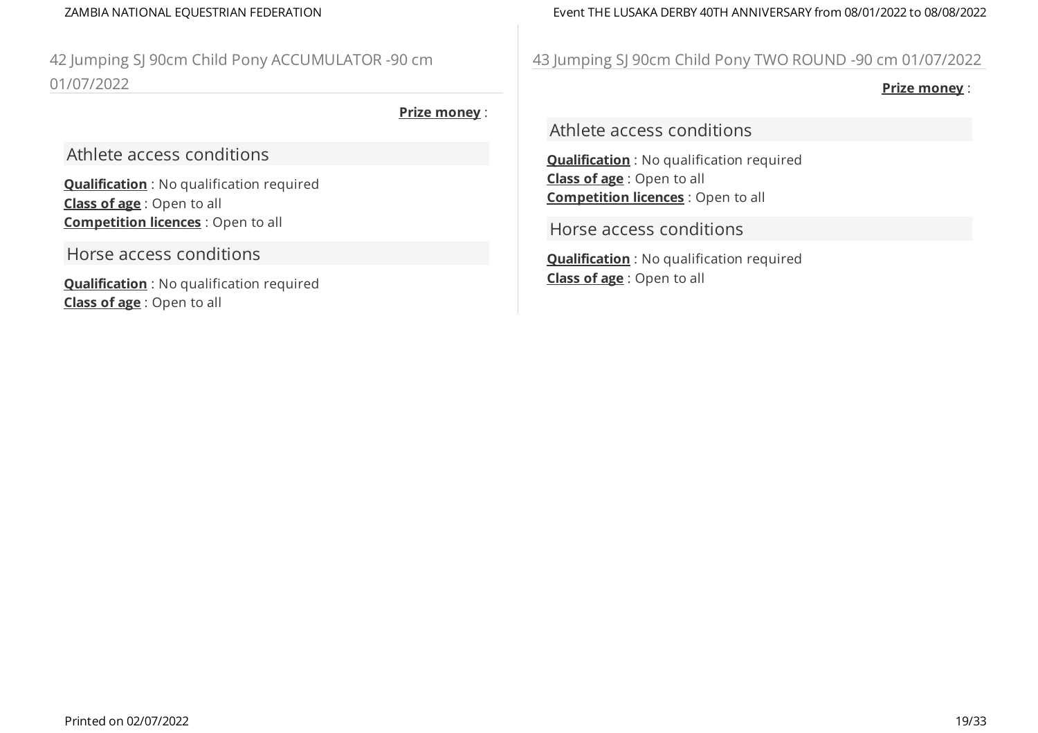## 42 Jumping SJ 90cm Child Pony ACCUMULATOR -90 cm 01/07/2022

**Prize money** :

### Athlete access conditions

**Qualification** : No qualification required
**Class of age** : Open to all
**Competition licences** : Open to all

### Horse access conditions

**Qualification** : No qualification required
**Class of age** : Open to all

## 43 Jumping SJ 90cm Child Pony TWO ROUND -90 cm 01/07/2022

**Prize money** :

### Athlete access conditions

**Qualification** : No qualification required
**Class of age** : Open to all
**Competition licences** : Open to all

### Horse access conditions

**Qualification** : No qualification required
**Class of age** : Open to all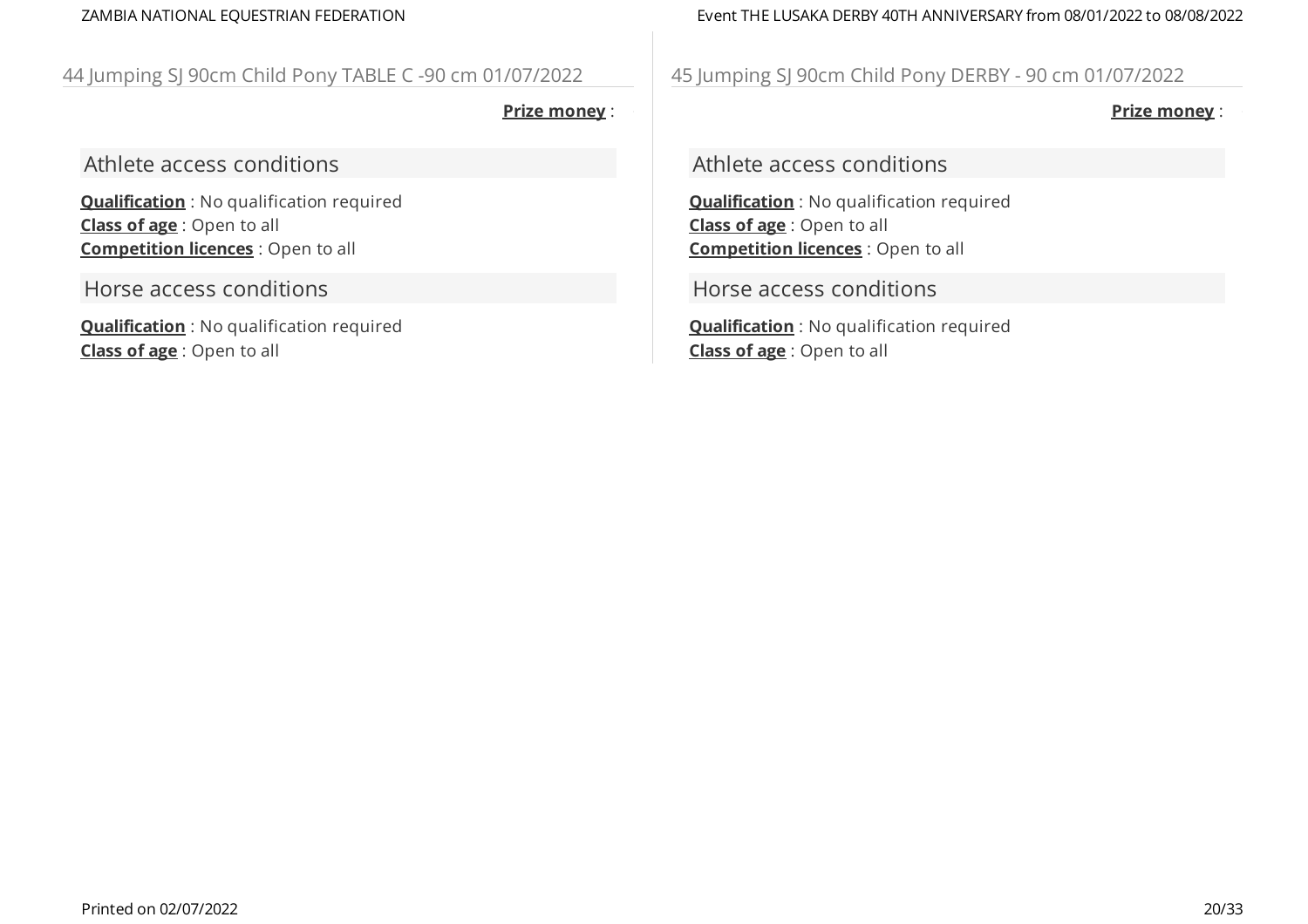## 44 Jumping SJ 90cm Child Pony TABLE C -90 cm 01/07/2022

**Prize money** :

### Athlete access conditions

**Qualification** : No qualification required
**Class of age** : Open to all
**Competition licences** : Open to all

### Horse access conditions

**Qualification** : No qualification required
**Class of age** : Open to all

## 45 Jumping SJ 90cm Child Pony DERBY - 90 cm 01/07/2022

**Prize money** :

### Athlete access conditions

**Qualification** : No qualification required
**Class of age** : Open to all
**Competition licences** : Open to all

### Horse access conditions

**Qualification** : No qualification required
**Class of age** : Open to all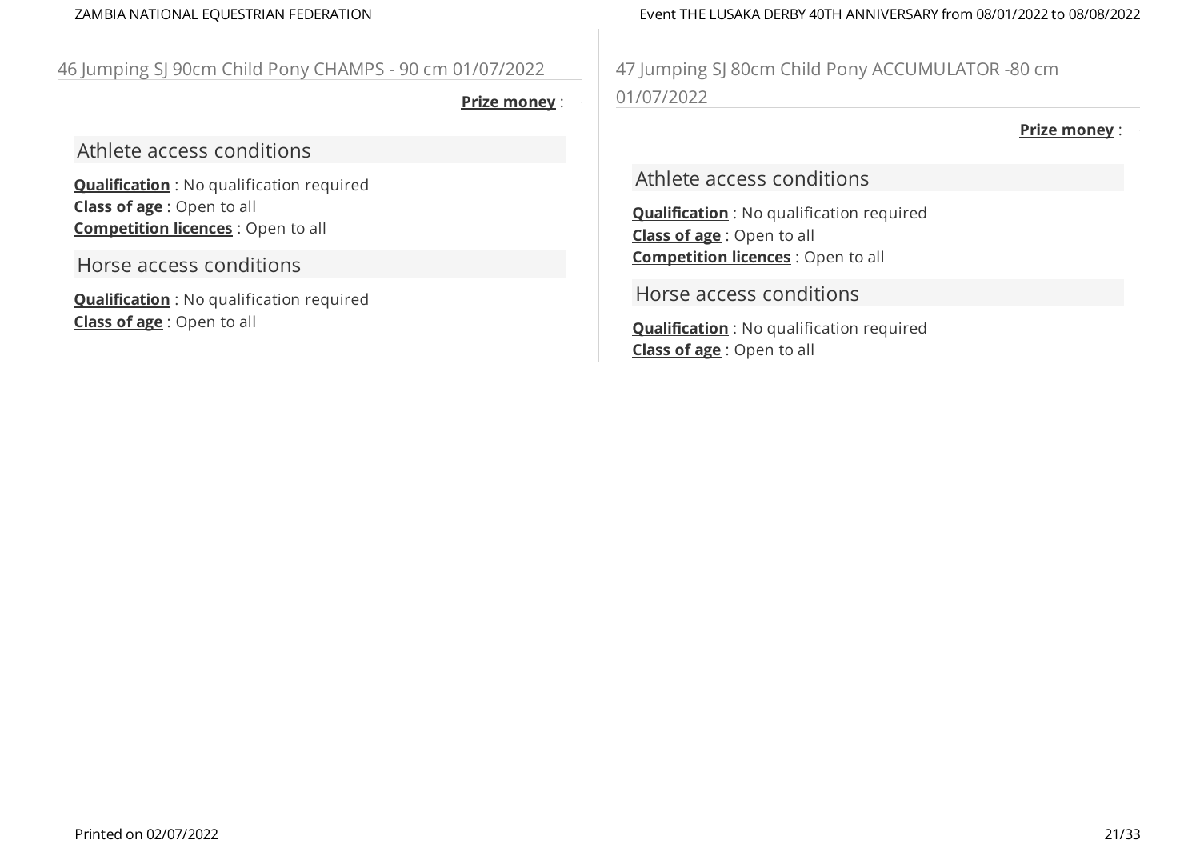## 46 Jumping SJ 90cm Child Pony CHAMPS - 90 cm 01/07/2022

**Prize money** :

### Athlete access conditions

**Qualification** : No qualification required
**Class of age** : Open to all
**Competition licences** : Open to all

### Horse access conditions

**Qualification** : No qualification required
**Class of age** : Open to all

## 47 Jumping SJ 80cm Child Pony ACCUMULATOR -80 cm 01/07/2022

**Prize money** :

### Athlete access conditions

**Qualification** : No qualification required
**Class of age** : Open to all
**Competition licences** : Open to all

### Horse access conditions

**Qualification** : No qualification required
**Class of age** : Open to all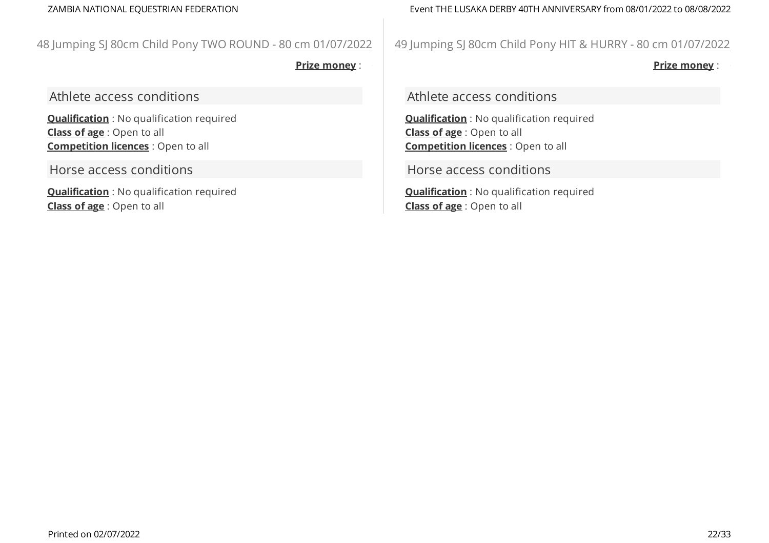## 48 Jumping SJ 80cm Child Pony TWO ROUND - 80 cm 01/07/2022

**Prize money** :

### Athlete access conditions

**Qualification** : No qualification required
**Class of age** : Open to all
**Competition licences** : Open to all

### Horse access conditions

**Qualification** : No qualification required
**Class of age** : Open to all

## 49 Jumping SJ 80cm Child Pony HIT & HURRY - 80 cm 01/07/2022

**Prize money** :

### Athlete access conditions

**Qualification** : No qualification required
**Class of age** : Open to all
**Competition licences** : Open to all

### Horse access conditions

**Qualification** : No qualification required
**Class of age** : Open to all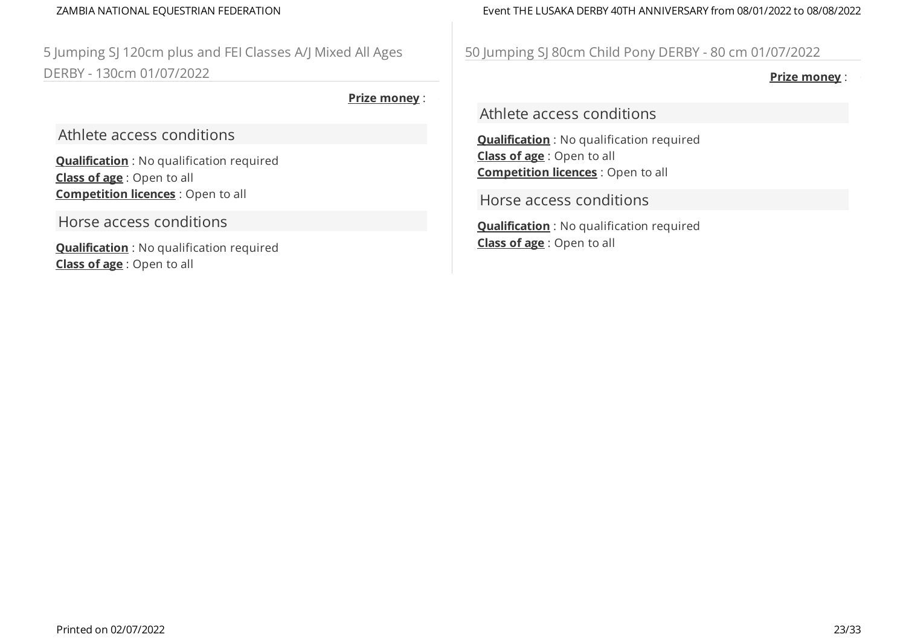## 5 Jumping SJ 120cm plus and FEI Classes A/J Mixed All Ages DERBY - 130cm 01/07/2022

**Prize money** :

### Athlete access conditions

**Qualification** : No qualification required
**Class of age** : Open to all
**Competition licences** : Open to all

### Horse access conditions

**Qualification** : No qualification required
**Class of age** : Open to all

## 50 Jumping SJ 80cm Child Pony DERBY - 80 cm 01/07/2022

**Prize money** :

### Athlete access conditions

**Qualification** : No qualification required
**Class of age** : Open to all
**Competition licences** : Open to all

### Horse access conditions

**Qualification** : No qualification required
**Class of age** : Open to all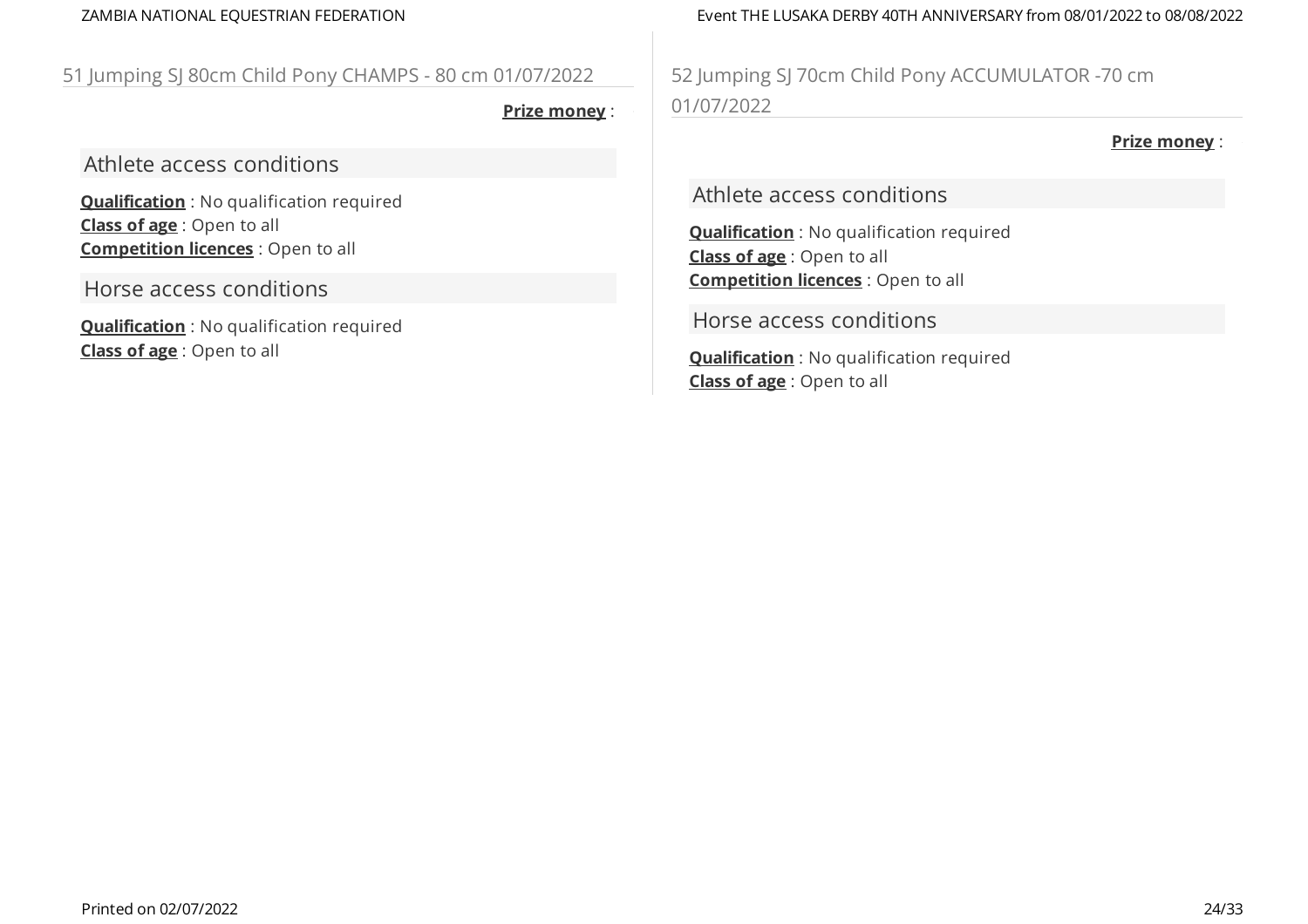## 51 Jumping SJ 80cm Child Pony CHAMPS - 80 cm 01/07/2022

**Prize money** :

### Athlete access conditions

**Qualification** : No qualification required
**Class of age** : Open to all
**Competition licences** : Open to all

### Horse access conditions

**Qualification** : No qualification required
**Class of age** : Open to all

## 52 Jumping SJ 70cm Child Pony ACCUMULATOR -70 cm 01/07/2022

**Prize money** :

### Athlete access conditions

**Qualification** : No qualification required
**Class of age** : Open to all
**Competition licences** : Open to all

### Horse access conditions

**Qualification** : No qualification required
**Class of age** : Open to all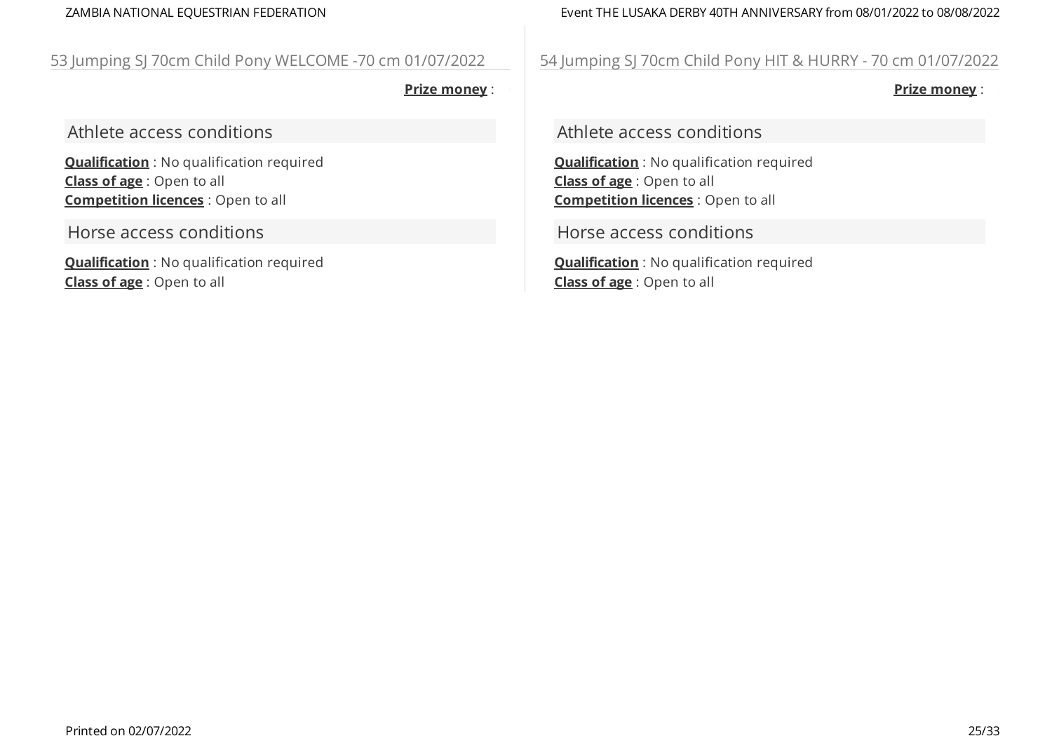## 53 Jumping SJ 70cm Child Pony WELCOME -70 cm 01/07/2022

**Prize money** :

### Athlete access conditions

**Qualification** : No qualification required
**Class of age** : Open to all
**Competition licences** : Open to all

### Horse access conditions

**Qualification** : No qualification required
**Class of age** : Open to all

## 54 Jumping SJ 70cm Child Pony HIT & HURRY - 70 cm 01/07/2022

**Prize money** :

### Athlete access conditions

**Qualification** : No qualification required
**Class of age** : Open to all
**Competition licences** : Open to all

### Horse access conditions

**Qualification** : No qualification required
**Class of age** : Open to all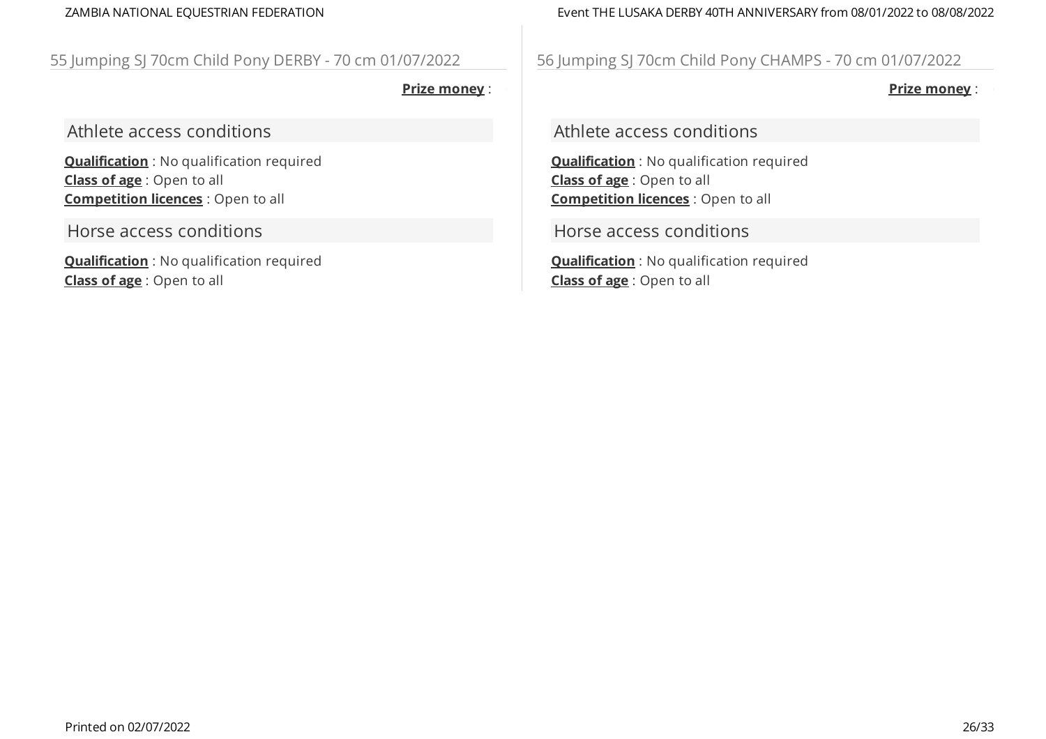## 55 Jumping SJ 70cm Child Pony DERBY - 70 cm 01/07/2022

**Prize money** :

### Athlete access conditions

**Qualification** : No qualification required
**Class of age** : Open to all
**Competition licences** : Open to all

### Horse access conditions

**Qualification** : No qualification required
**Class of age** : Open to all

## 56 Jumping SJ 70cm Child Pony CHAMPS - 70 cm 01/07/2022

**Prize money** :

### Athlete access conditions

**Qualification** : No qualification required
**Class of age** : Open to all
**Competition licences** : Open to all

### Horse access conditions

**Qualification** : No qualification required
**Class of age** : Open to all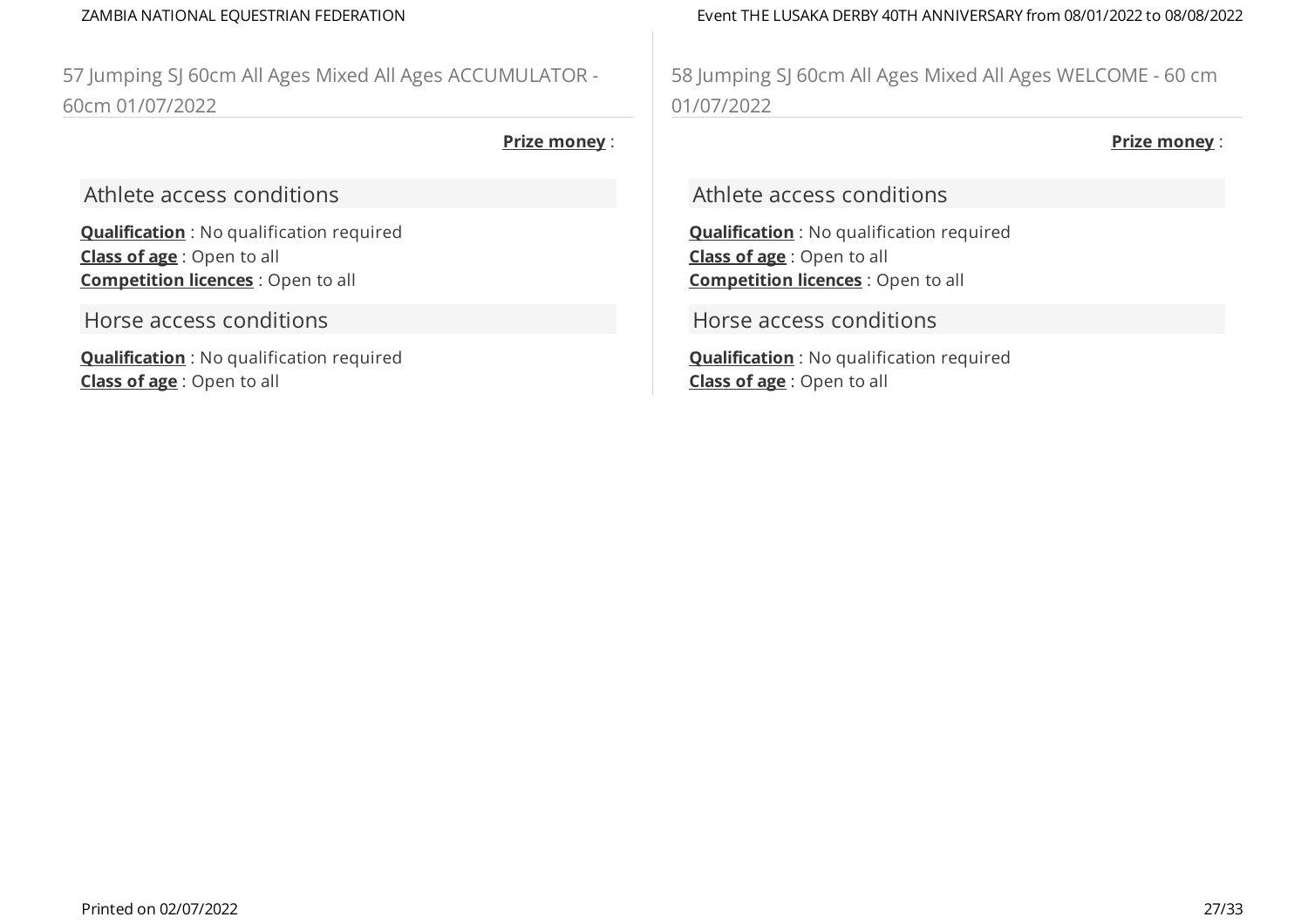## 57 Jumping SJ 60cm All Ages Mixed All Ages ACCUMULATOR - 60cm 01/07/2022

**Prize money** :

### Athlete access conditions

**Qualification** : No qualification required
**Class of age** : Open to all
**Competition licences** : Open to all

### Horse access conditions

**Qualification** : No qualification required
**Class of age** : Open to all

## 58 Jumping SJ 60cm All Ages Mixed All Ages WELCOME - 60 cm 01/07/2022

**Prize money** :

### Athlete access conditions

**Qualification** : No qualification required
**Class of age** : Open to all
**Competition licences** : Open to all

### Horse access conditions

**Qualification** : No qualification required
**Class of age** : Open to all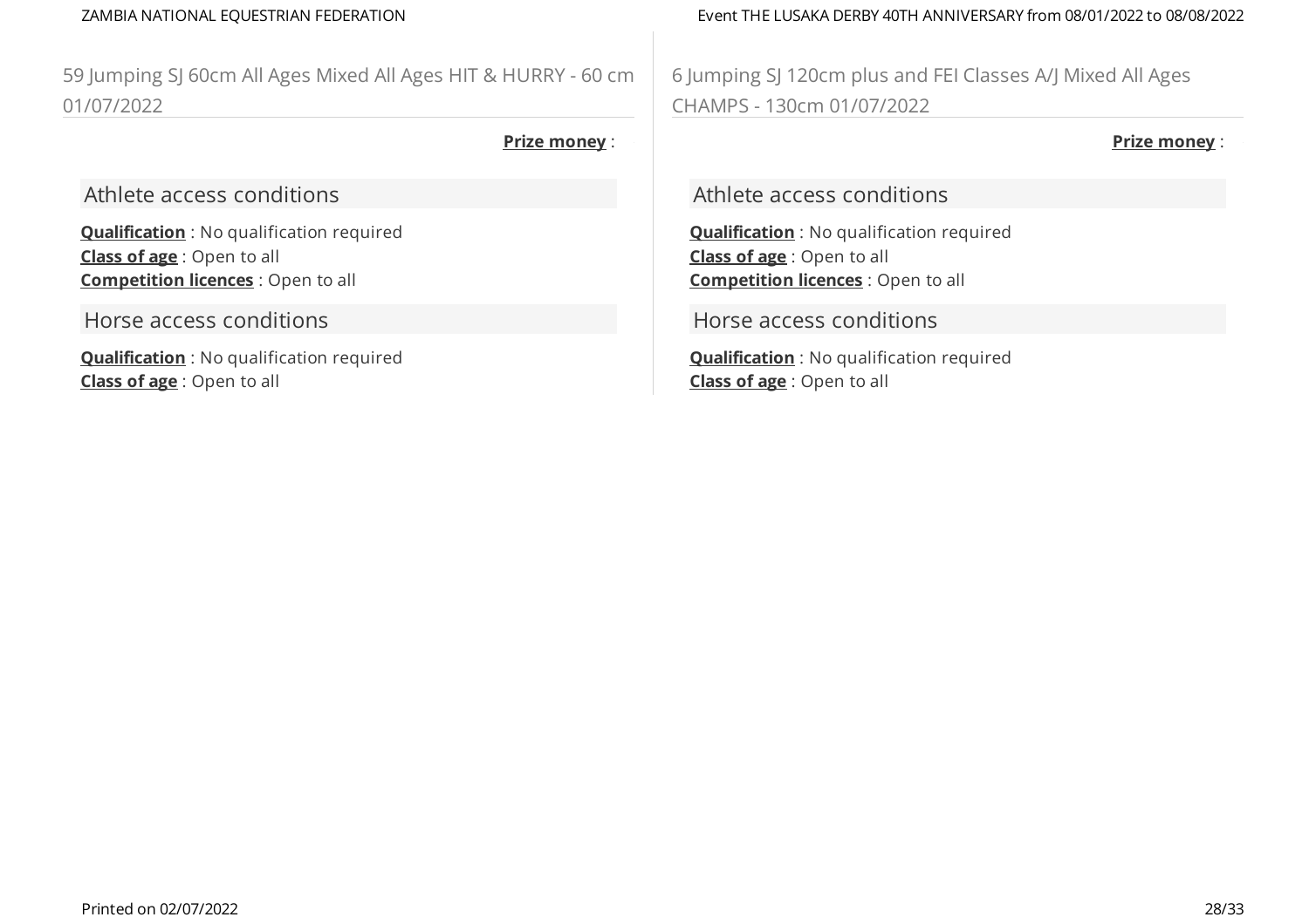## 59 Jumping SJ 60cm All Ages Mixed All Ages HIT & HURRY - 60 cm 01/07/2022

**Prize money** :

### Athlete access conditions

**Qualification** : No qualification required
**Class of age** : Open to all
**Competition licences** : Open to all

### Horse access conditions

**Qualification** : No qualification required
**Class of age** : Open to all

## 6 Jumping SJ 120cm plus and FEI Classes A/J Mixed All Ages CHAMPS - 130cm 01/07/2022

**Prize money** :

### Athlete access conditions

**Qualification** : No qualification required
**Class of age** : Open to all
**Competition licences** : Open to all

### Horse access conditions

**Qualification** : No qualification required
**Class of age** : Open to all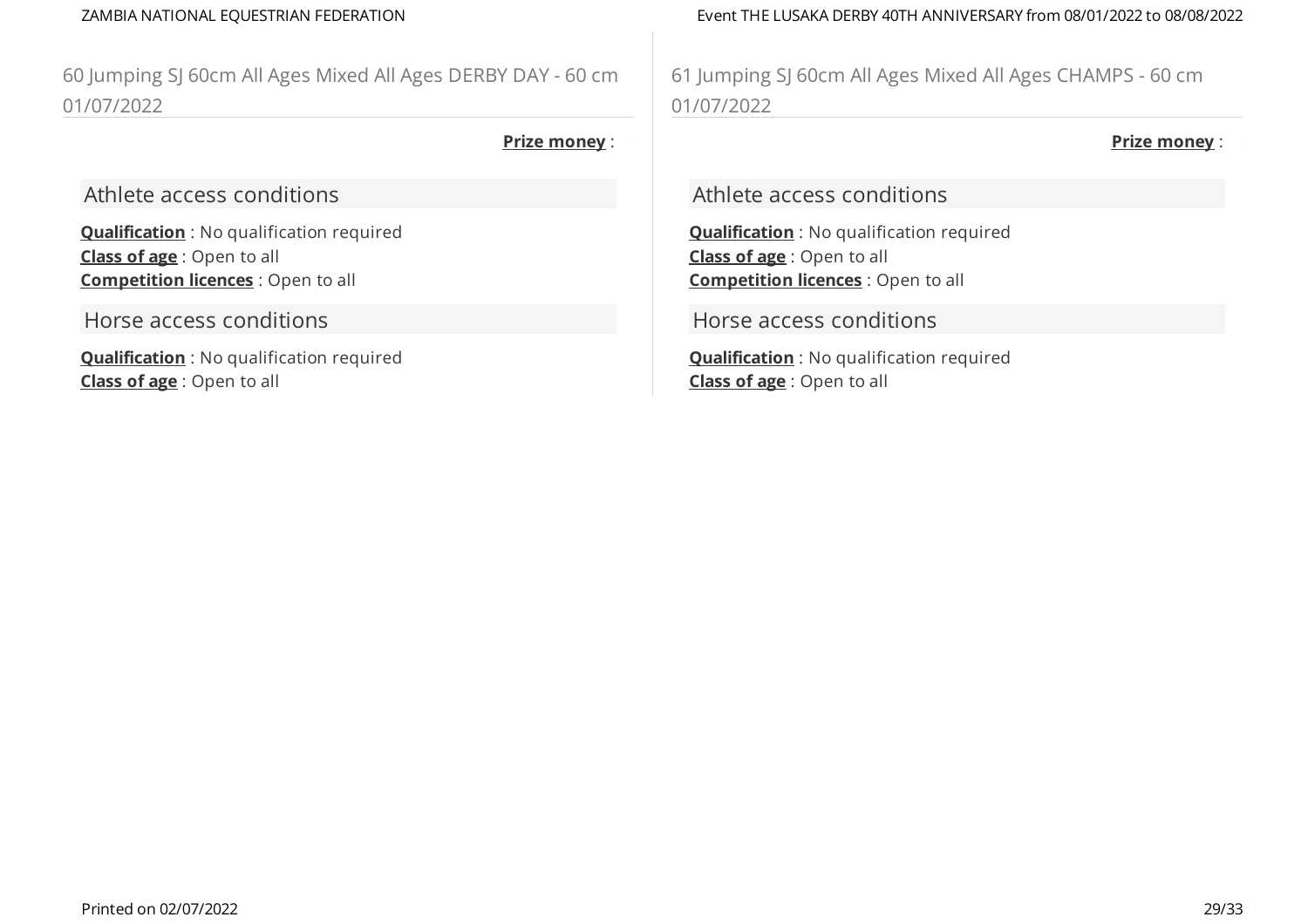## 60 Jumping SJ 60cm All Ages Mixed All Ages DERBY DAY - 60 cm 01/07/2022

**Prize money** :

### Athlete access conditions

**Qualification** : No qualification required
**Class of age** : Open to all
**Competition licences** : Open to all

### Horse access conditions

**Qualification** : No qualification required
**Class of age** : Open to all

## 61 Jumping SJ 60cm All Ages Mixed All Ages CHAMPS - 60 cm 01/07/2022

**Prize money** :

### Athlete access conditions

**Qualification** : No qualification required
**Class of age** : Open to all
**Competition licences** : Open to all

### Horse access conditions

**Qualification** : No qualification required
**Class of age** : Open to all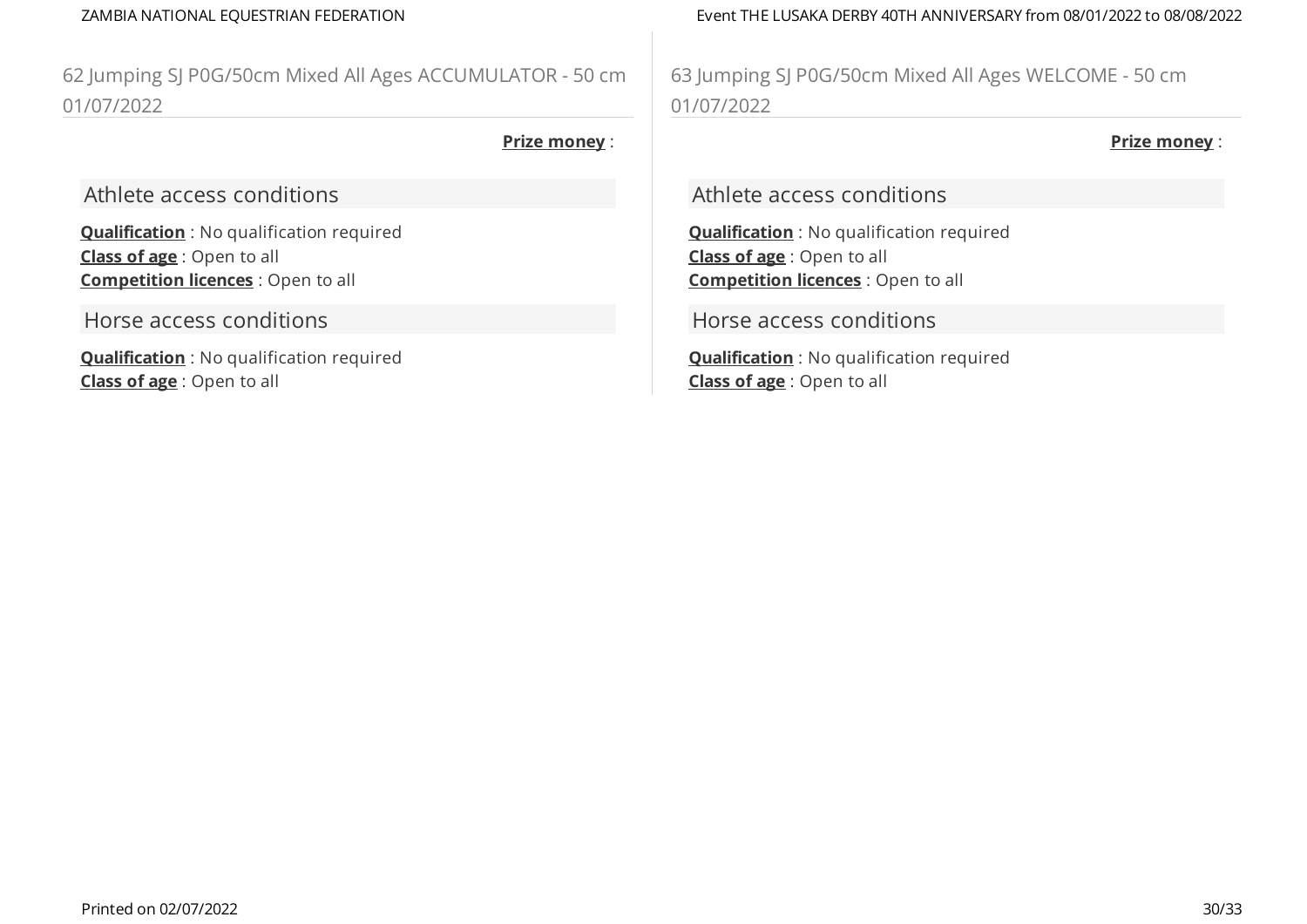## 62 Jumping SJ P0G/50cm Mixed All Ages ACCUMULATOR - 50 cm 01/07/2022

**Prize money** :

### Athlete access conditions

**Qualification** : No qualification required
**Class of age** : Open to all
**Competition licences** : Open to all

### Horse access conditions

**Qualification** : No qualification required
**Class of age** : Open to all

## 63 Jumping SJ P0G/50cm Mixed All Ages WELCOME - 50 cm 01/07/2022

**Prize money** :

### Athlete access conditions

**Qualification** : No qualification required
**Class of age** : Open to all
**Competition licences** : Open to all

### Horse access conditions

**Qualification** : No qualification required
**Class of age** : Open to all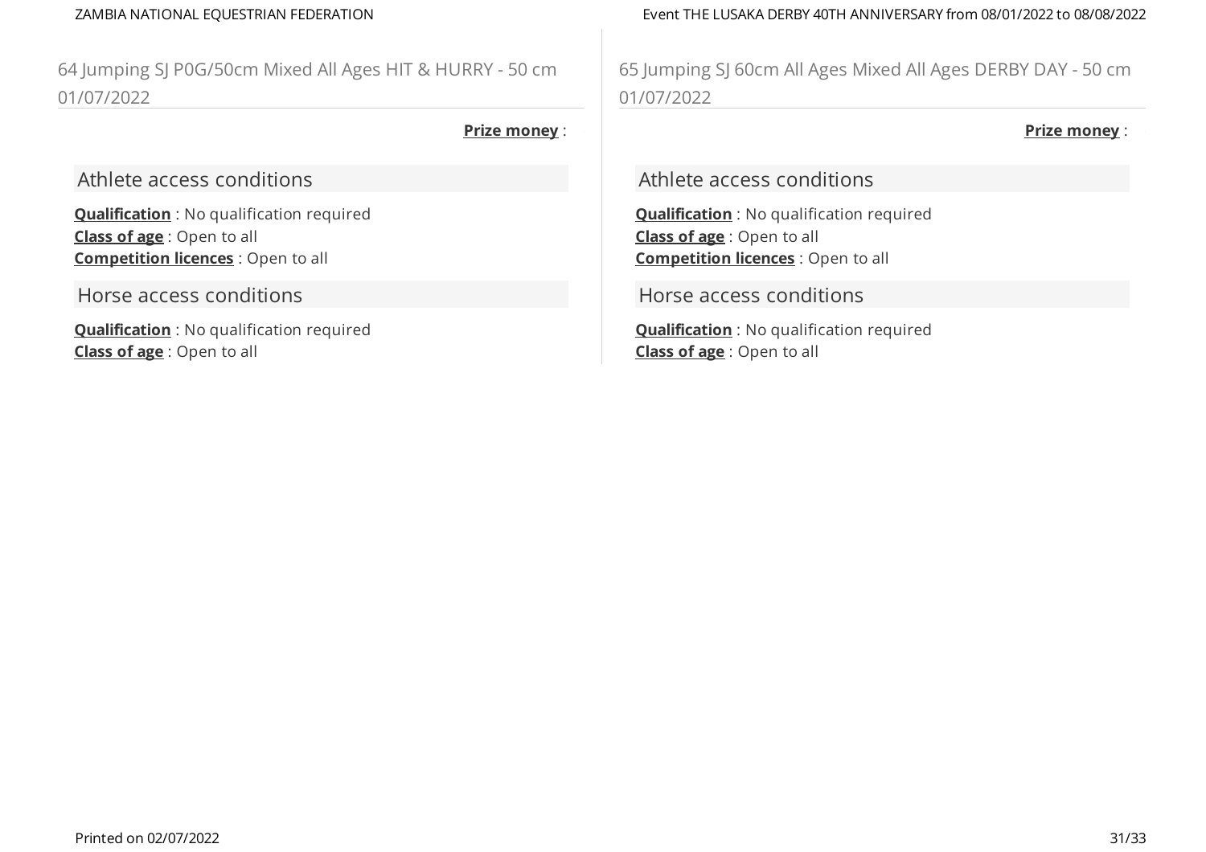## 64 Jumping SJ P0G/50cm Mixed All Ages HIT & HURRY - 50 cm 01/07/2022

**Prize money** :

### Athlete access conditions

**Qualification** : No qualification required
**Class of age** : Open to all
**Competition licences** : Open to all

### Horse access conditions

**Qualification** : No qualification required
**Class of age** : Open to all

## 65 Jumping SJ 60cm All Ages Mixed All Ages DERBY DAY - 50 cm 01/07/2022

**Prize money** :

### Athlete access conditions

**Qualification** : No qualification required
**Class of age** : Open to all
**Competition licences** : Open to all

### Horse access conditions

**Qualification** : No qualification required
**Class of age** : Open to all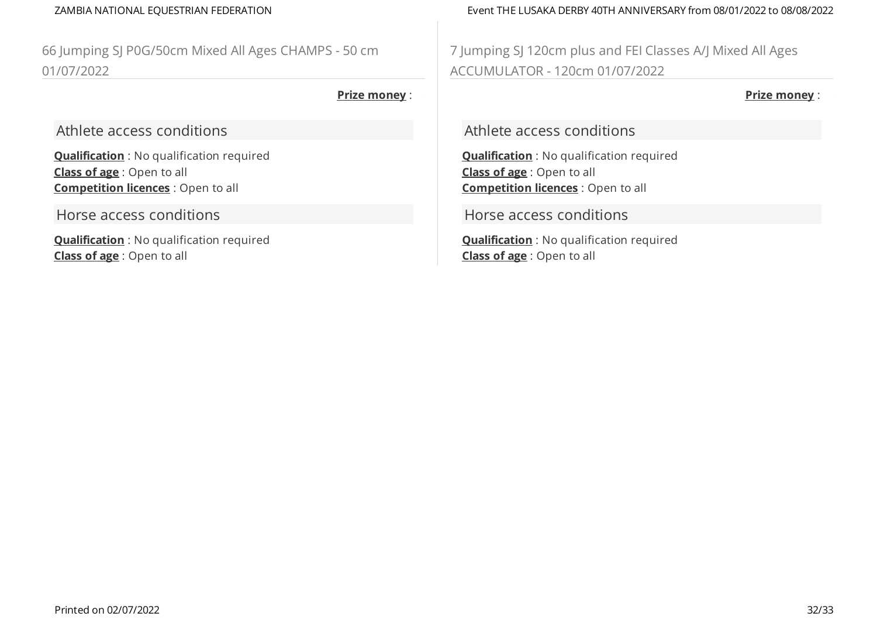## 66 Jumping SJ P0G/50cm Mixed All Ages CHAMPS - 50 cm 01/07/2022

**Prize money** :

### Athlete access conditions

**Qualification** : No qualification required
**Class of age** : Open to all
**Competition licences** : Open to all

### Horse access conditions

**Qualification** : No qualification required
**Class of age** : Open to all

## 7 Jumping SJ 120cm plus and FEI Classes A/J Mixed All Ages ACCUMULATOR - 120cm 01/07/2022

**Prize money** :

### Athlete access conditions

**Qualification** : No qualification required
**Class of age** : Open to all
**Competition licences** : Open to all

### Horse access conditions

**Qualification** : No qualification required
**Class of age** : Open to all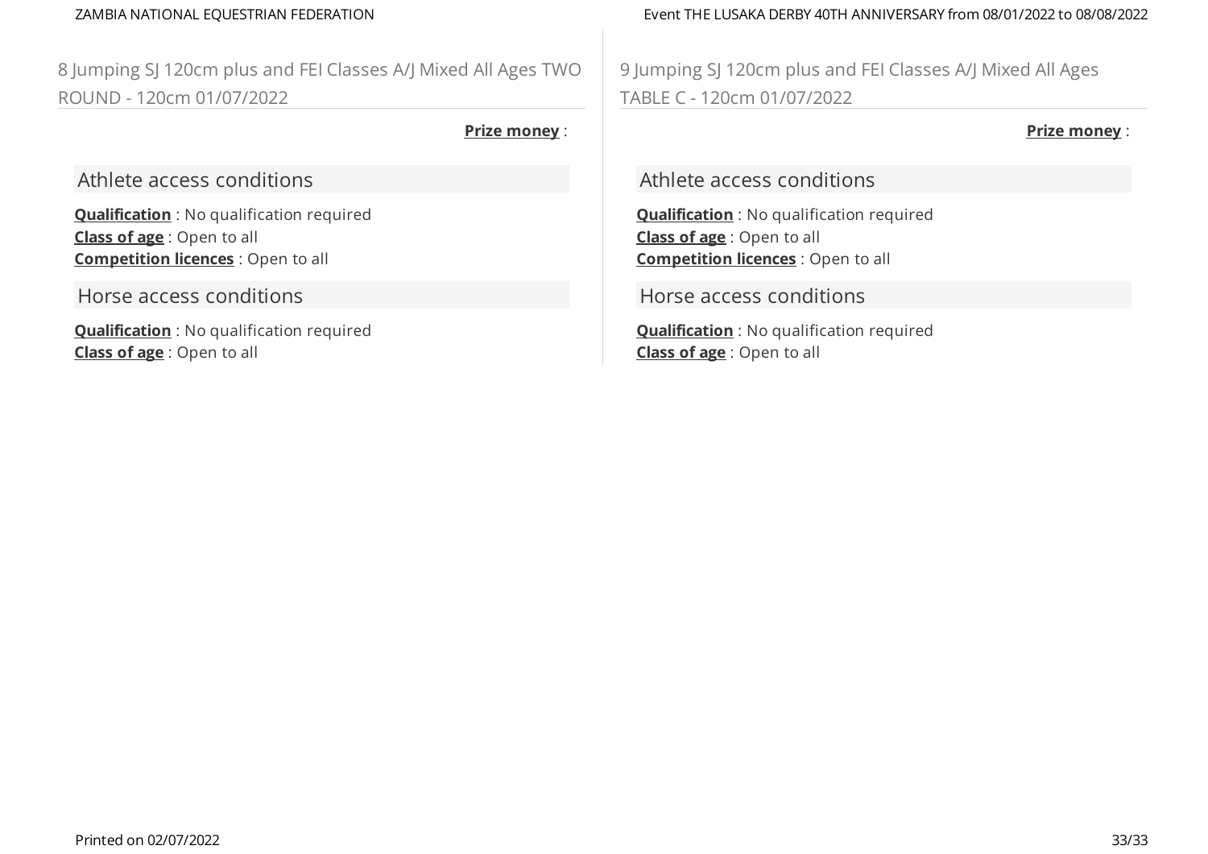## 8 Jumping SJ 120cm plus and FEI Classes A/J Mixed All Ages TWO ROUND - 120cm 01/07/2022

**Prize money** :

### Athlete access conditions

**Qualification** : No qualification required
**Class of age** : Open to all
**Competition licences** : Open to all

### Horse access conditions

**Qualification** : No qualification required
**Class of age** : Open to all

## 9 Jumping SJ 120cm plus and FEI Classes A/J Mixed All Ages TABLE C - 120cm 01/07/2022

**Prize money** :

### Athlete access conditions

**Qualification** : No qualification required
**Class of age** : Open to all
**Competition licences** : Open to all

### Horse access conditions

**Qualification** : No qualification required
**Class of age** : Open to all